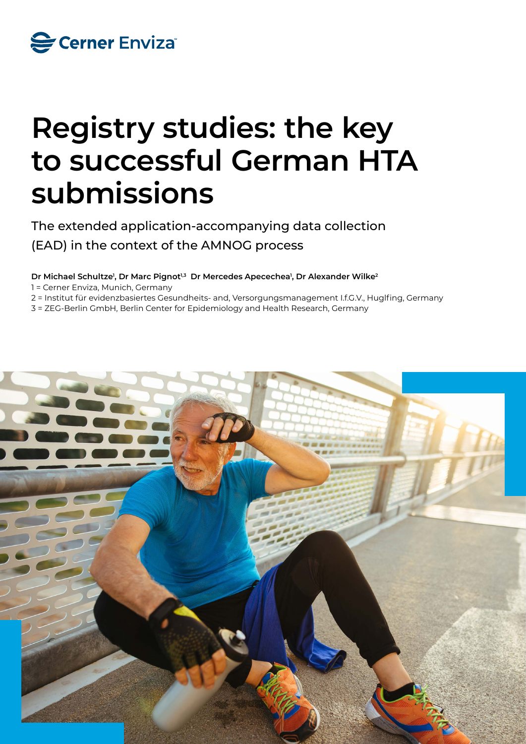# Registry studies: the key to successful German HTA submissions

The extended application-accompanying data collection (EAD) in the context of the AMNOG process

**Dr Michael Schultze[1], Dr Marc Pignot[1,3] Dr Mercedes Apecechea[1], Dr Alexander Wilke[2]**

1 = Cerner Enviza, Munich, Germany

2 = Institut für evidenzbasiertes Gesundheits- and, Versorgungsmanagement I.f.G.V., Huglfing, Germany

3 = ZEG-Berlin GmbH, Berlin Center for Epidemiology and Health Research, Germany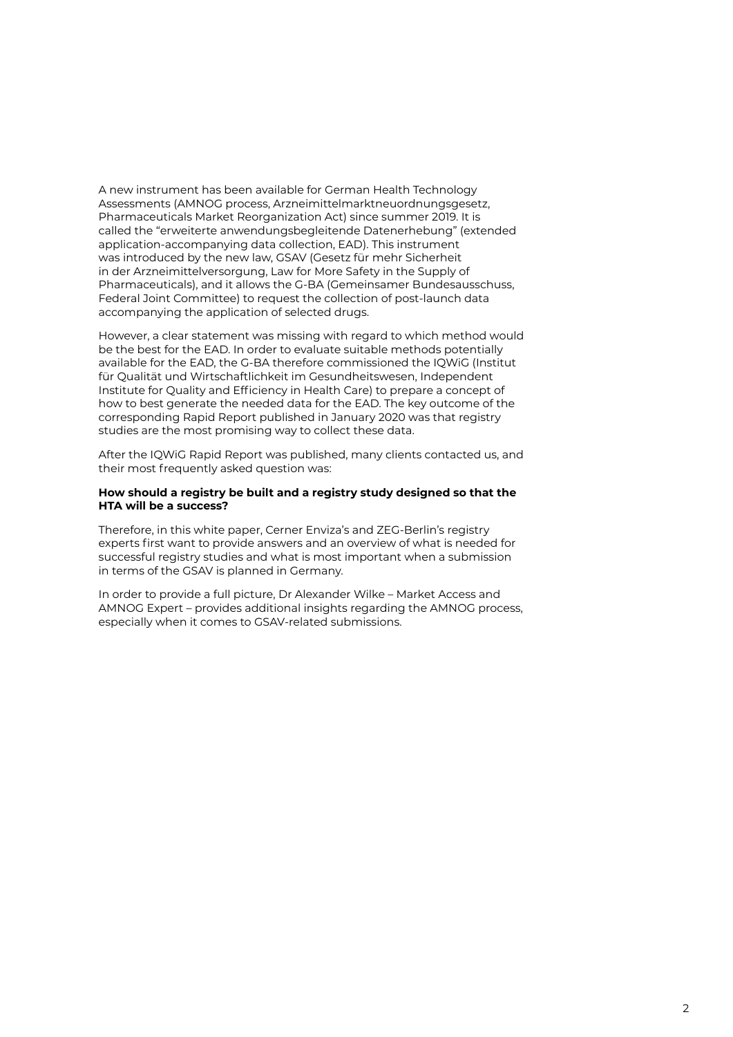A new instrument has been available for German Health Technology Assessments (AMNOG process, Arzneimittelmarktneuordnungsgesetz, Pharmaceuticals Market Reorganization Act) since summer 2019. It is called the "erweiterte anwendungsbegleitende Datenerhebung" (extended application-accompanying data collection, EAD). This instrument was introduced by the new law, GSAV (Gesetz für mehr Sicherheit in der Arzneimittelversorgung, Law for More Safety in the Supply of Pharmaceuticals), and it allows the G-BA (Gemeinsamer Bundesausschuss, Federal Joint Committee) to request the collection of post-launch data accompanying the application of selected drugs.

However, a clear statement was missing with regard to which method would be the best for the EAD. In order to evaluate suitable methods potentially available for the EAD, the G-BA therefore commissioned the IQWiG (Institut für Qualität und Wirtschaftlichkeit im Gesundheitswesen, Independent Institute for Quality and Efficiency in Health Care) to prepare a concept of how to best generate the needed data for the EAD. The key outcome of the corresponding Rapid Report published in January 2020 was that registry studies are the most promising way to collect these data.

After the IQWiG Rapid Report was published, many clients contacted us, and their most frequently asked question was:

**How should a registry be built and a registry study designed so that the HTA will be a success?**

Therefore, in this white paper, Cerner Enviza's and ZEG-Berlin's registry experts first want to provide answers and an overview of what is needed for successful registry studies and what is most important when a submission in terms of the GSAV is planned in Germany.

In order to provide a full picture, Dr Alexander Wilke – Market Access and AMNOG Expert – provides additional insights regarding the AMNOG process, especially when it comes to GSAV-related submissions.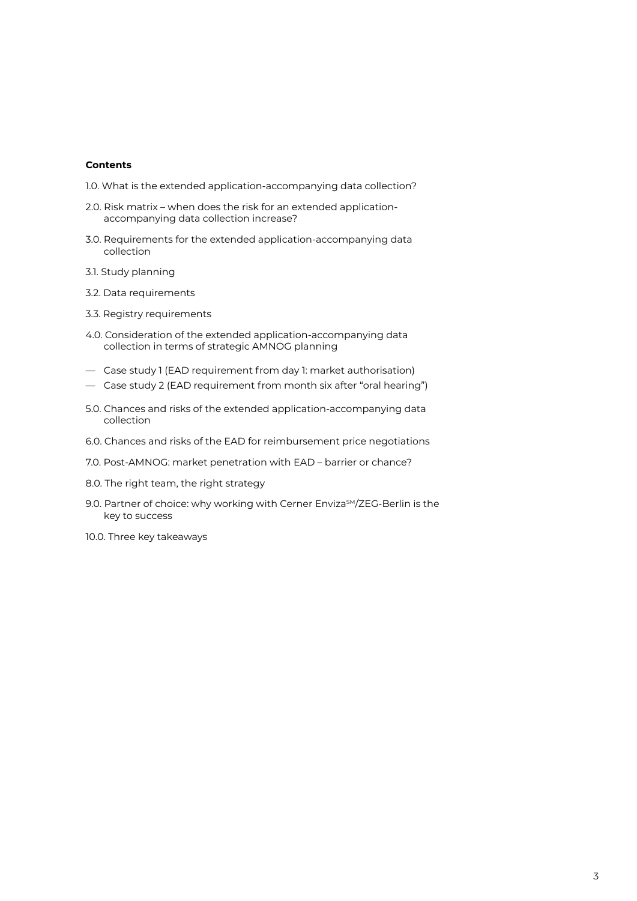**Contents**

1.0. What is the extended application-accompanying data collection?

2.0. Risk matrix – when does the risk for an extended application-accompanying data collection increase?

3.0. Requirements for the extended application-accompanying data collection

3.1. Study planning

3.2. Data requirements

3.3. Registry requirements

4.0. Consideration of the extended application-accompanying data collection in terms of strategic AMNOG planning

- Case study 1 (EAD requirement from day 1: market authorisation)
- Case study 2 (EAD requirement from month six after "oral hearing")

5.0. Chances and risks of the extended application-accompanying data collection

6.0. Chances and risks of the EAD for reimbursement price negotiations

7.0. Post-AMNOG: market penetration with EAD – barrier or chance?

8.0. The right team, the right strategy

9.0. Partner of choice: why working with Cerner Enviza[SM]/ZEG-Berlin is the key to success

10.0. Three key takeaways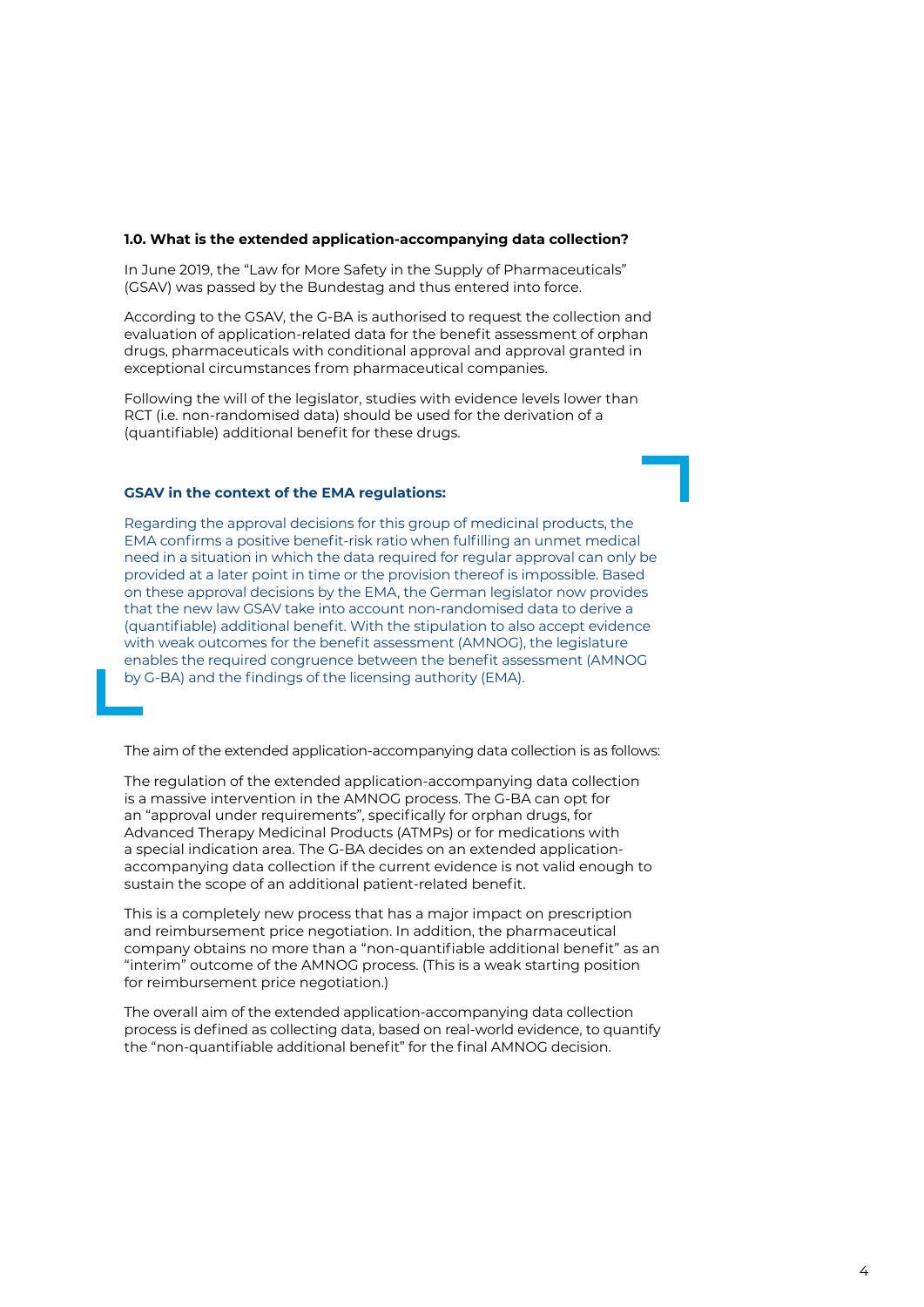### 1.0. What is the extended application-accompanying data collection?

In June 2019, the "Law for More Safety in the Supply of Pharmaceuticals" (GSAV) was passed by the Bundestag and thus entered into force.

According to the GSAV, the G-BA is authorised to request the collection and evaluation of application-related data for the benefit assessment of orphan drugs, pharmaceuticals with conditional approval and approval granted in exceptional circumstances from pharmaceutical companies.

Following the will of the legislator, studies with evidence levels lower than RCT (i.e. non-randomised data) should be used for the derivation of a (quantifiable) additional benefit for these drugs.

**GSAV in the context of the EMA regulations:**

Regarding the approval decisions for this group of medicinal products, the EMA confirms a positive benefit-risk ratio when fulfilling an unmet medical need in a situation in which the data required for regular approval can only be provided at a later point in time or the provision thereof is impossible. Based on these approval decisions by the EMA, the German legislator now provides that the new law GSAV take into account non-randomised data to derive a (quantifiable) additional benefit. With the stipulation to also accept evidence with weak outcomes for the benefit assessment (AMNOG), the legislature enables the required congruence between the benefit assessment (AMNOG by G-BA) and the findings of the licensing authority (EMA).

The aim of the extended application-accompanying data collection is as follows:

The regulation of the extended application-accompanying data collection is a massive intervention in the AMNOG process. The G-BA can opt for an "approval under requirements", specifically for orphan drugs, for Advanced Therapy Medicinal Products (ATMPs) or for medications with a special indication area. The G-BA decides on an extended application-accompanying data collection if the current evidence is not valid enough to sustain the scope of an additional patient-related benefit.

This is a completely new process that has a major impact on prescription and reimbursement price negotiation. In addition, the pharmaceutical company obtains no more than a "non-quantifiable additional benefit" as an "interim" outcome of the AMNOG process. (This is a weak starting position for reimbursement price negotiation.)

The overall aim of the extended application-accompanying data collection process is defined as collecting data, based on real-world evidence, to quantify the "non-quantifiable additional benefit" for the final AMNOG decision.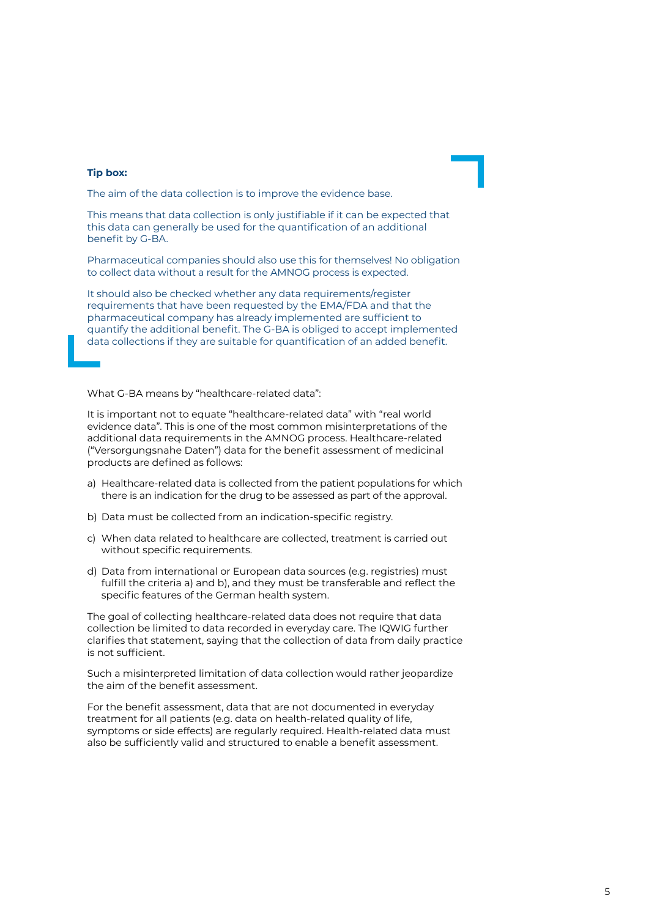**Tip box:**

The aim of the data collection is to improve the evidence base.

This means that data collection is only justifiable if it can be expected that this data can generally be used for the quantification of an additional benefit by G-BA.

Pharmaceutical companies should also use this for themselves! No obligation to collect data without a result for the AMNOG process is expected.

It should also be checked whether any data requirements/register requirements that have been requested by the EMA/FDA and that the pharmaceutical company has already implemented are sufficient to quantify the additional benefit. The G-BA is obliged to accept implemented data collections if they are suitable for quantification of an added benefit.

What G-BA means by "healthcare-related data":

It is important not to equate "healthcare-related data" with "real world evidence data". This is one of the most common misinterpretations of the additional data requirements in the AMNOG process. Healthcare-related ("Versorgungsnahe Daten") data for the benefit assessment of medicinal products are defined as follows:

a) Healthcare-related data is collected from the patient populations for which there is an indication for the drug to be assessed as part of the approval.

b) Data must be collected from an indication-specific registry.

c) When data related to healthcare are collected, treatment is carried out without specific requirements.

d) Data from international or European data sources (e.g. registries) must fulfill the criteria a) and b), and they must be transferable and reflect the specific features of the German health system.

The goal of collecting healthcare-related data does not require that data collection be limited to data recorded in everyday care. The IQWIG further clarifies that statement, saying that the collection of data from daily practice is not sufficient.

Such a misinterpreted limitation of data collection would rather jeopardize the aim of the benefit assessment.

For the benefit assessment, data that are not documented in everyday treatment for all patients (e.g. data on health-related quality of life, symptoms or side effects) are regularly required. Health-related data must also be sufficiently valid and structured to enable a benefit assessment.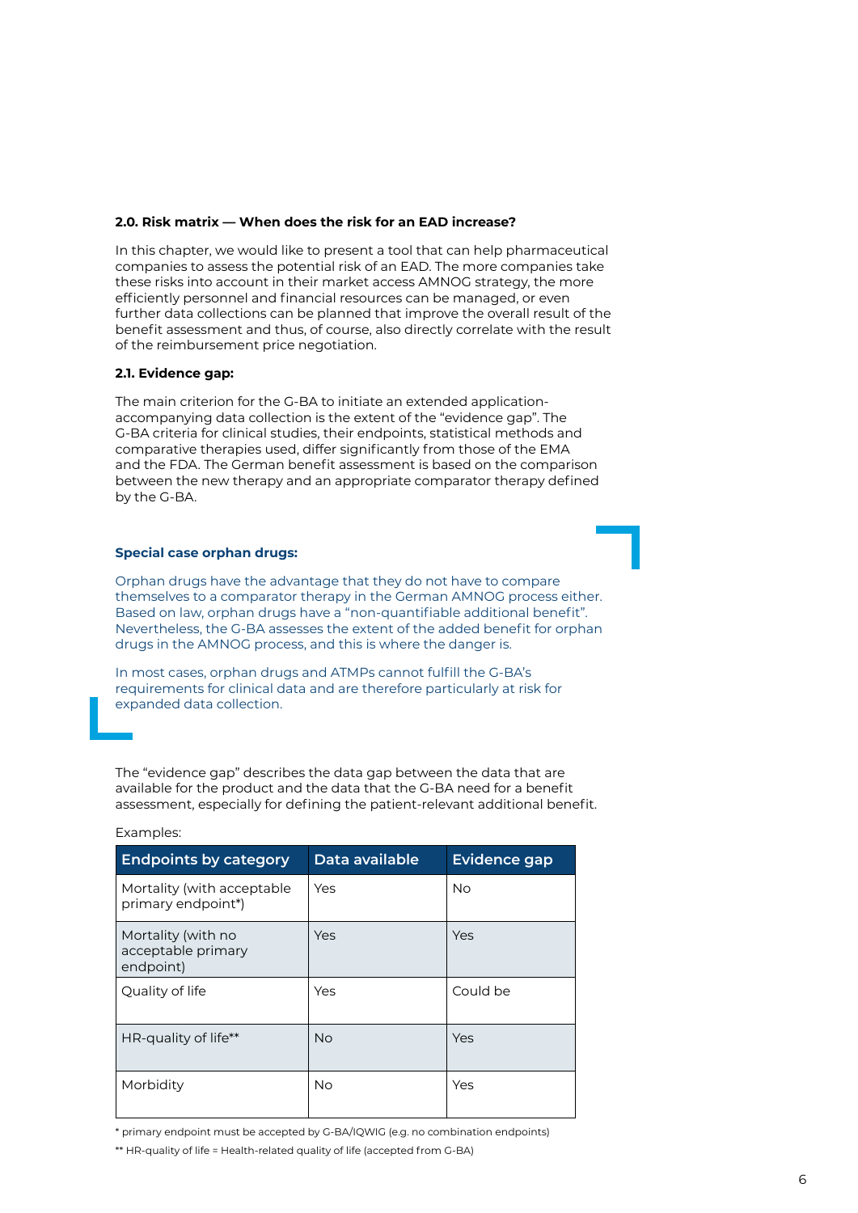## 2.0. Risk matrix — When does the risk for an EAD increase?

In this chapter, we would like to present a tool that can help pharmaceutical companies to assess the potential risk of an EAD. The more companies take these risks into account in their market access AMNOG strategy, the more efficiently personnel and financial resources can be managed, or even further data collections can be planned that improve the overall result of the benefit assessment and thus, of course, also directly correlate with the result of the reimbursement price negotiation.

### 2.1. Evidence gap:

The main criterion for the G-BA to initiate an extended application-accompanying data collection is the extent of the "evidence gap". The G-BA criteria for clinical studies, their endpoints, statistical methods and comparative therapies used, differ significantly from those of the EMA and the FDA. The German benefit assessment is based on the comparison between the new therapy and an appropriate comparator therapy defined by the G-BA.

**Special case orphan drugs:**

Orphan drugs have the advantage that they do not have to compare themselves to a comparator therapy in the German AMNOG process either. Based on law, orphan drugs have a "non-quantifiable additional benefit". Nevertheless, the G-BA assesses the extent of the added benefit for orphan drugs in the AMNOG process, and this is where the danger is.

In most cases, orphan drugs and ATMPs cannot fulfill the G-BA's requirements for clinical data and are therefore particularly at risk for expanded data collection.

The "evidence gap" describes the data gap between the data that are available for the product and the data that the G-BA need for a benefit assessment, especially for defining the patient-relevant additional benefit.

Examples:

| Endpoints by category | Data available | Evidence gap |
|---|---|---|
| Mortality (with acceptable primary endpoint*) | Yes | No |
| Mortality (with no acceptable primary endpoint) | Yes | Yes |
| Quality of life | Yes | Could be |
| HR-quality of life** | No | Yes |
| Morbidity | No | Yes |

* primary endpoint must be accepted by G-BA/IQWIG (e.g. no combination endpoints)

** HR-quality of life = Health-related quality of life (accepted from G-BA)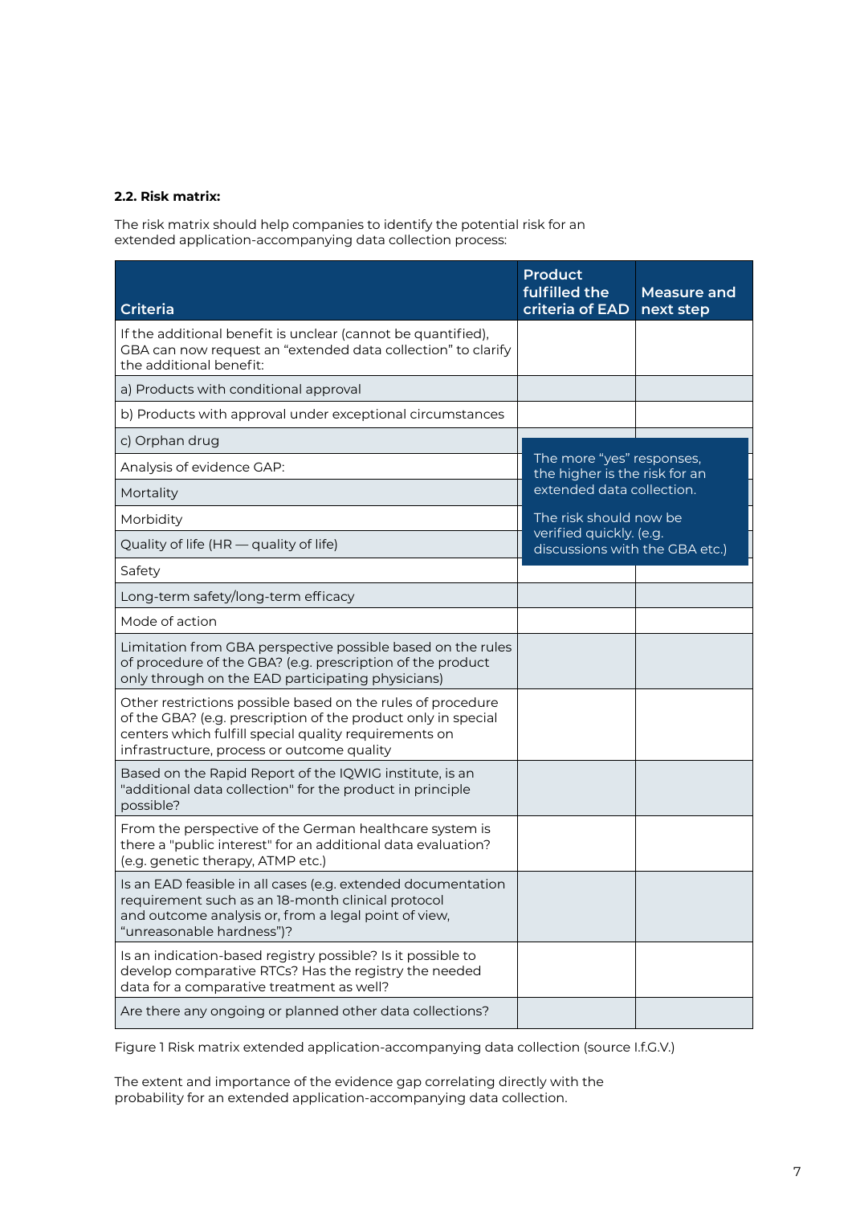**2.2. Risk matrix:**

The risk matrix should help companies to identify the potential risk for an extended application-accompanying data collection process:

| Criteria | Product fulfilled the criteria of EAD | Measure and next step |
|---|---|---|
| If the additional benefit is unclear (cannot be quantified), GBA can now request an "extended data collection" to clarify the additional benefit: | | |
| a) Products with conditional approval | | |
| b) Products with approval under exceptional circumstances | | |
| c) Orphan drug | The more "yes" responses, the higher is the risk for an extended data collection. The risk should now be verified quickly. (e.g. discussions with the GBA etc.) | |
| Analysis of evidence GAP: | | |
| Mortality | | |
| Morbidity | | |
| Quality of life (HR — quality of life) | | |
| Safety | | |
| Long-term safety/long-term efficacy | | |
| Mode of action | | |
| Limitation from GBA perspective possible based on the rules of procedure of the GBA? (e.g. prescription of the product only through on the EAD participating physicians) | | |
| Other restrictions possible based on the rules of procedure of the GBA? (e.g. prescription of the product only in special centers which fulfill special quality requirements on infrastructure, process or outcome quality | | |
| Based on the Rapid Report of the IQWIG institute, is an "additional data collection" for the product in principle possible? | | |
| From the perspective of the German healthcare system is there a "public interest" for an additional data evaluation? (e.g. genetic therapy, ATMP etc.) | | |
| Is an EAD feasible in all cases (e.g. extended documentation requirement such as an 18-month clinical protocol and outcome analysis or, from a legal point of view, "unreasonable hardness")? | | |
| Is an indication-based registry possible? Is it possible to develop comparative RTCs? Has the registry the needed data for a comparative treatment as well? | | |
| Are there any ongoing or planned other data collections? | | |

Figure 1 Risk matrix extended application-accompanying data collection (source I.f.G.V.)

The extent and importance of the evidence gap correlating directly with the probability for an extended application-accompanying data collection.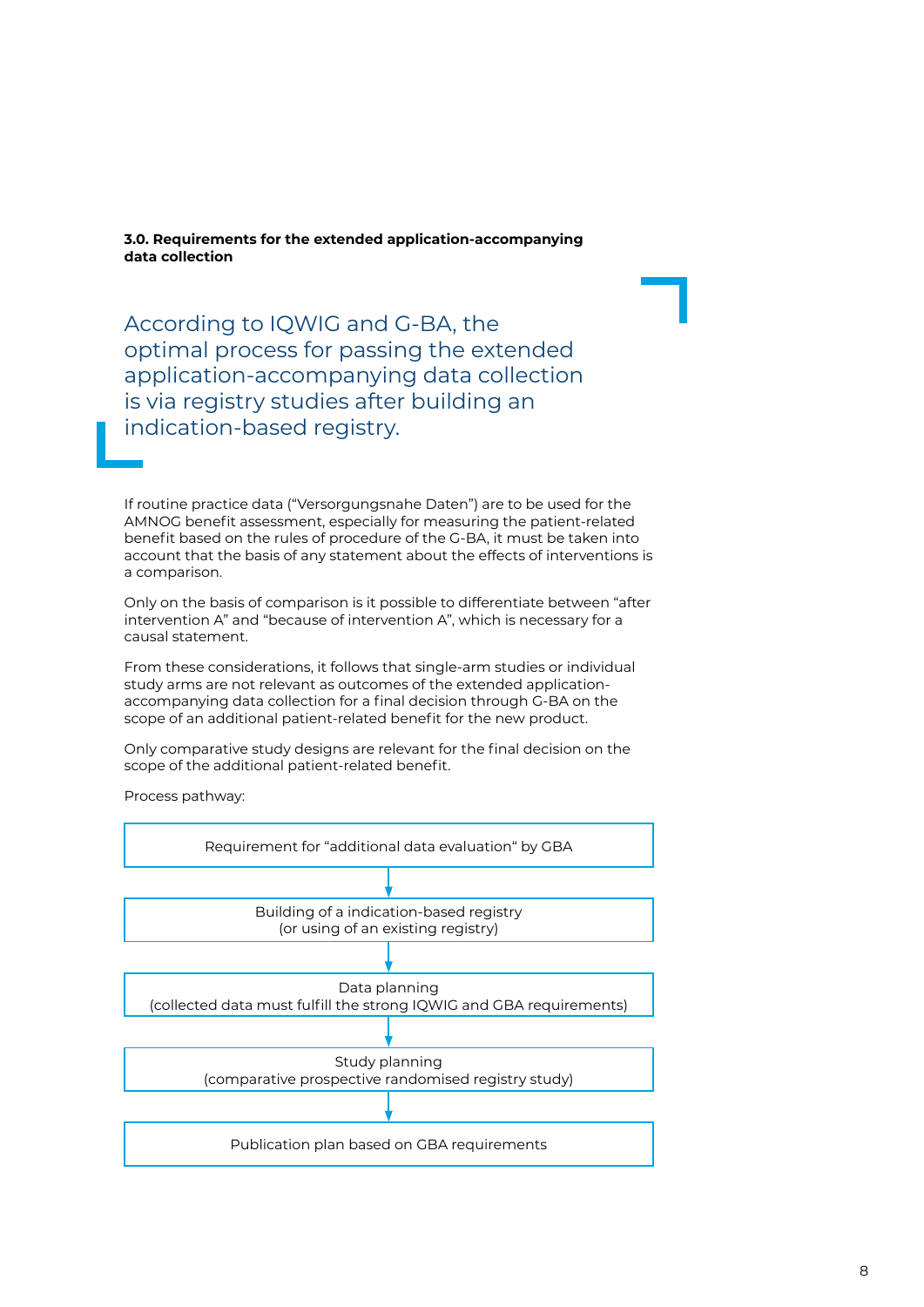**3.0. Requirements for the extended application-accompanying data collection**

> According to IQWIG and G-BA, the optimal process for passing the extended application-accompanying data collection is via registry studies after building an indication-based registry.

If routine practice data ("Versorgungsnahe Daten") are to be used for the AMNOG benefit assessment, especially for measuring the patient-related benefit based on the rules of procedure of the G-BA, it must be taken into account that the basis of any statement about the effects of interventions is a comparison.

Only on the basis of comparison is it possible to differentiate between "after intervention A" and "because of intervention A", which is necessary for a causal statement.

From these considerations, it follows that single-arm studies or individual study arms are not relevant as outcomes of the extended application-accompanying data collection for a final decision through G-BA on the scope of an additional patient-related benefit for the new product.

Only comparative study designs are relevant for the final decision on the scope of the additional patient-related benefit.

Process pathway:

1. Requirement for "additional data evaluation" by GBA
2. Building of a indication-based registry (or using of an existing registry)
3. Data planning (collected data must fulfill the strong IQWIG and GBA requirements)
4. Study planning (comparative prospective randomised registry study)
5. Publication plan based on GBA requirements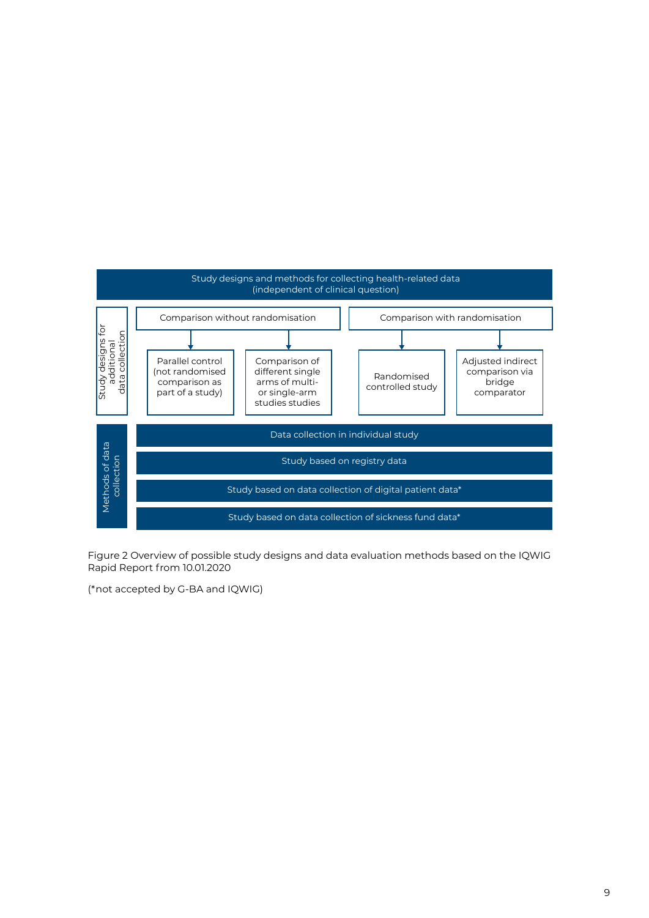**Study designs and methods for collecting health-related data (independent of clinical question)**

**Study designs for additional data collection**

- Comparison without randomisation
  - Parallel control (not randomised comparison as part of a study)
  - Comparison of different single arms of multi- or single-arm studies studies
- Comparison with randomisation
  - Randomised controlled study
  - Adjusted indirect comparison via bridge comparator

**Methods of data collection**

- Data collection in individual study
- Study based on registry data
- Study based on data collection of digital patient data*
- Study based on data collection of sickness fund data*

Figure 2 Overview of possible study designs and data evaluation methods based on the IQWIG Rapid Report from 10.01.2020

(*not accepted by G-BA and IQWIG)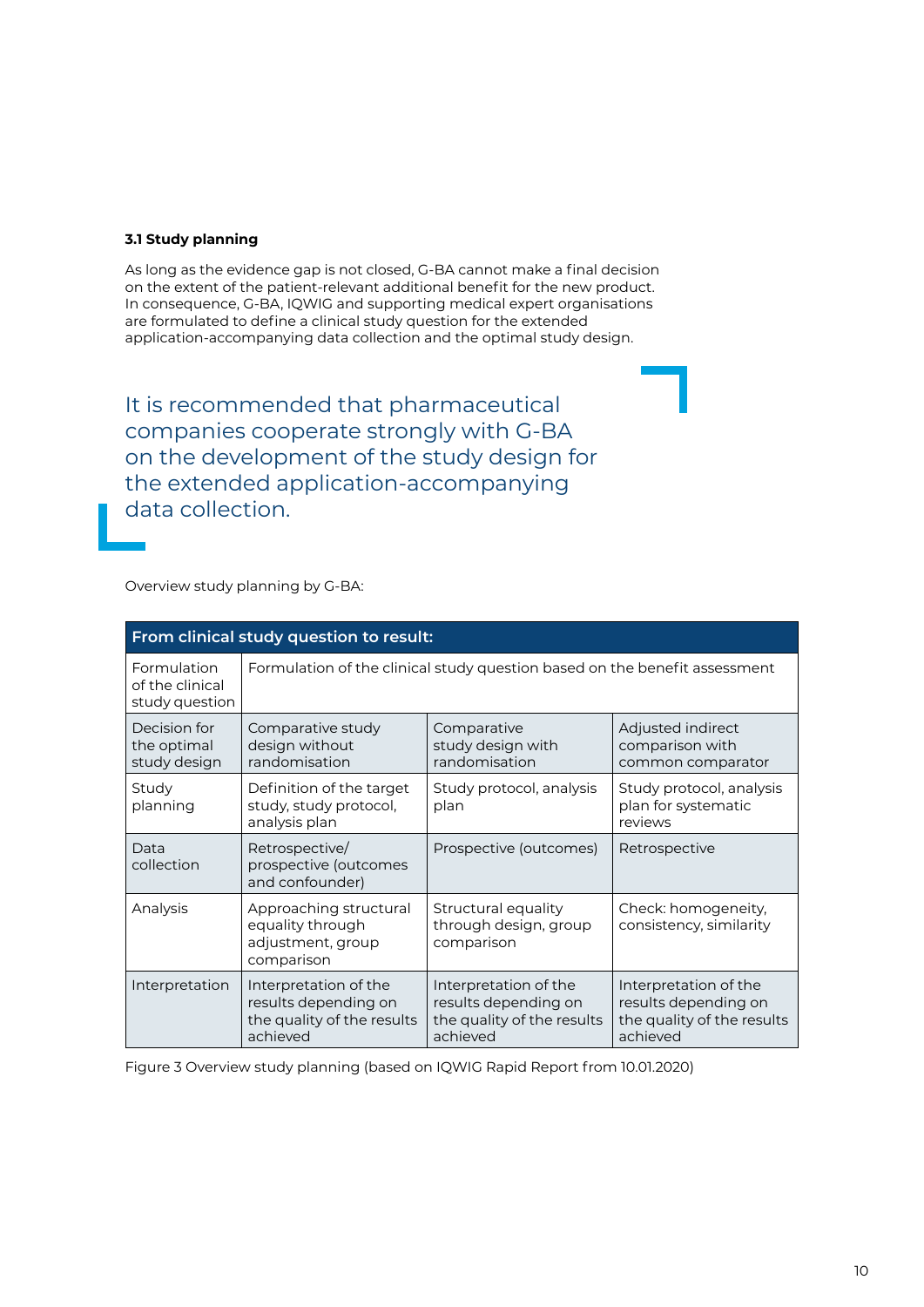### 3.1 Study planning

As long as the evidence gap is not closed, G-BA cannot make a final decision on the extent of the patient-relevant additional benefit for the new product. In consequence, G-BA, IQWIG and supporting medical expert organisations are formulated to define a clinical study question for the extended application-accompanying data collection and the optimal study design.

> It is recommended that pharmaceutical companies cooperate strongly with G-BA on the development of the study design for the extended application-accompanying data collection.

Overview study planning by G-BA:

| From clinical study question to result: | | | |
|---|---|---|---|
| Formulation of the clinical study question | Formulation of the clinical study question based on the benefit assessment | | |
| Decision for the optimal study design | Comparative study design without randomisation | Comparative study design with randomisation | Adjusted indirect comparison with common comparator |
| Study planning | Definition of the target study, study protocol, analysis plan | Study protocol, analysis plan | Study protocol, analysis plan for systematic reviews |
| Data collection | Retrospective/ prospective (outcomes and confounder) | Prospective (outcomes) | Retrospective |
| Analysis | Approaching structural equality through adjustment, group comparison | Structural equality through design, group comparison | Check: homogeneity, consistency, similarity |
| Interpretation | Interpretation of the results depending on the quality of the results achieved | Interpretation of the results depending on the quality of the results achieved | Interpretation of the results depending on the quality of the results achieved |

Figure 3 Overview study planning (based on IQWIG Rapid Report from 10.01.2020)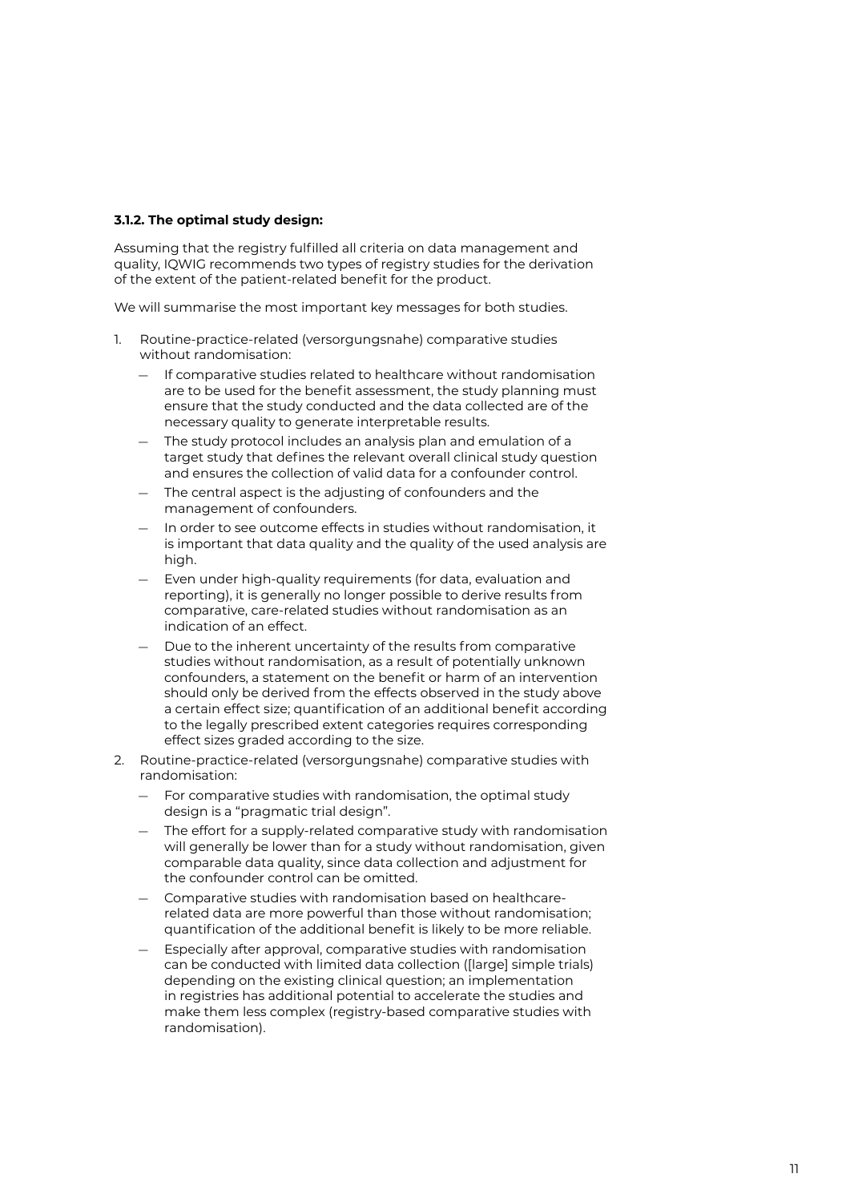**3.1.2. The optimal study design:**

Assuming that the registry fulfilled all criteria on data management and quality, IQWIG recommends two types of registry studies for the derivation of the extent of the patient-related benefit for the product.

We will summarise the most important key messages for both studies.

1. Routine-practice-related (versorgungsnahe) comparative studies without randomisation:
   - If comparative studies related to healthcare without randomisation are to be used for the benefit assessment, the study planning must ensure that the study conducted and the data collected are of the necessary quality to generate interpretable results.
   - The study protocol includes an analysis plan and emulation of a target study that defines the relevant overall clinical study question and ensures the collection of valid data for a confounder control.
   - The central aspect is the adjusting of confounders and the management of confounders.
   - In order to see outcome effects in studies without randomisation, it is important that data quality and the quality of the used analysis are high.
   - Even under high-quality requirements (for data, evaluation and reporting), it is generally no longer possible to derive results from comparative, care-related studies without randomisation as an indication of an effect.
   - Due to the inherent uncertainty of the results from comparative studies without randomisation, as a result of potentially unknown confounders, a statement on the benefit or harm of an intervention should only be derived from the effects observed in the study above a certain effect size; quantification of an additional benefit according to the legally prescribed extent categories requires corresponding effect sizes graded according to the size.
2. Routine-practice-related (versorgungsnahe) comparative studies with randomisation:
   - For comparative studies with randomisation, the optimal study design is a "pragmatic trial design".
   - The effort for a supply-related comparative study with randomisation will generally be lower than for a study without randomisation, given comparable data quality, since data collection and adjustment for the confounder control can be omitted.
   - Comparative studies with randomisation based on healthcare-related data are more powerful than those without randomisation; quantification of the additional benefit is likely to be more reliable.
   - Especially after approval, comparative studies with randomisation can be conducted with limited data collection ([large] simple trials) depending on the existing clinical question; an implementation in registries has additional potential to accelerate the studies and make them less complex (registry-based comparative studies with randomisation).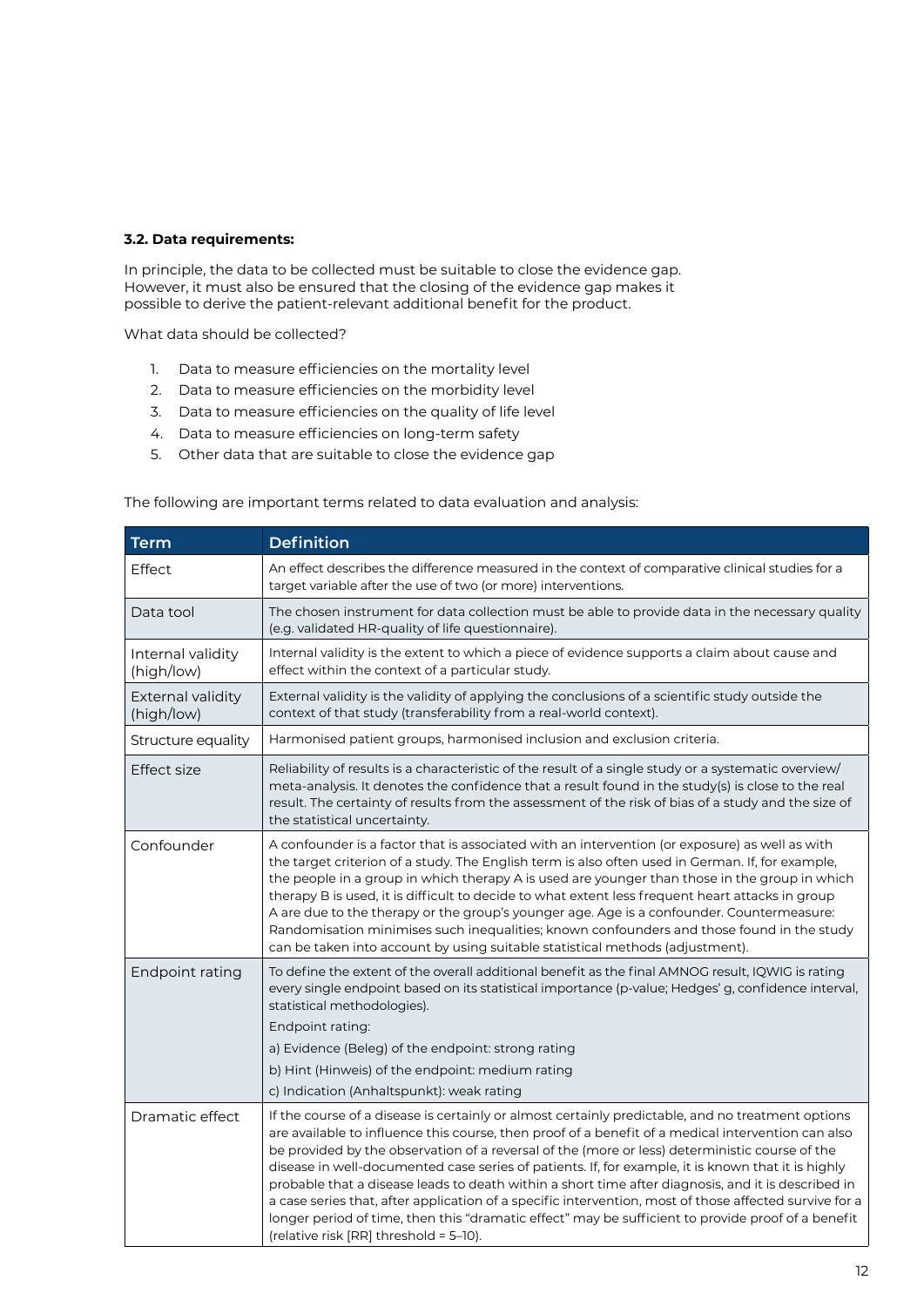### 3.2. Data requirements:

In principle, the data to be collected must be suitable to close the evidence gap. However, it must also be ensured that the closing of the evidence gap makes it possible to derive the patient-relevant additional benefit for the product.

What data should be collected?

1. Data to measure efficiencies on the mortality level
2. Data to measure efficiencies on the morbidity level
3. Data to measure efficiencies on the quality of life level
4. Data to measure efficiencies on long-term safety
5. Other data that are suitable to close the evidence gap

The following are important terms related to data evaluation and analysis:

| Term | Definition |
|---|---|
| Effect | An effect describes the difference measured in the context of comparative clinical studies for a target variable after the use of two (or more) interventions. |
| Data tool | The chosen instrument for data collection must be able to provide data in the necessary quality (e.g. validated HR-quality of life questionnaire). |
| Internal validity (high/low) | Internal validity is the extent to which a piece of evidence supports a claim about cause and effect within the context of a particular study. |
| External validity (high/low) | External validity is the validity of applying the conclusions of a scientific study outside the context of that study (transferability from a real-world context). |
| Structure equality | Harmonised patient groups, harmonised inclusion and exclusion criteria. |
| Effect size | Reliability of results is a characteristic of the result of a single study or a systematic overview/ meta-analysis. It denotes the confidence that a result found in the study(s) is close to the real result. The certainty of results from the assessment of the risk of bias of a study and the size of the statistical uncertainty. |
| Confounder | A confounder is a factor that is associated with an intervention (or exposure) as well as with the target criterion of a study. The English term is also often used in German. If, for example, the people in a group in which therapy A is used are younger than those in the group in which therapy B is used, it is difficult to decide to what extent less frequent heart attacks in group A are due to the therapy or the group's younger age. Age is a confounder. Countermeasure: Randomisation minimises such inequalities; known confounders and those found in the study can be taken into account by using suitable statistical methods (adjustment). |
| Endpoint rating | To define the extent of the overall additional benefit as the final AMNOG result, IQWIG is rating every single endpoint based on its statistical importance (p-value; Hedges' g, confidence interval, statistical methodologies).<br>Endpoint rating:<br>a) Evidence (Beleg) of the endpoint: strong rating<br>b) Hint (Hinweis) of the endpoint: medium rating<br>c) Indication (Anhaltspunkt): weak rating |
| Dramatic effect | If the course of a disease is certainly or almost certainly predictable, and no treatment options are available to influence this course, then proof of a benefit of a medical intervention can also be provided by the observation of a reversal of the (more or less) deterministic course of the disease in well-documented case series of patients. If, for example, it is known that it is highly probable that a disease leads to death within a short time after diagnosis, and it is described in a case series that, after application of a specific intervention, most of those affected survive for a longer period of time, then this "dramatic effect" may be sufficient to provide proof of a benefit (relative risk [RR] threshold = 5–10). |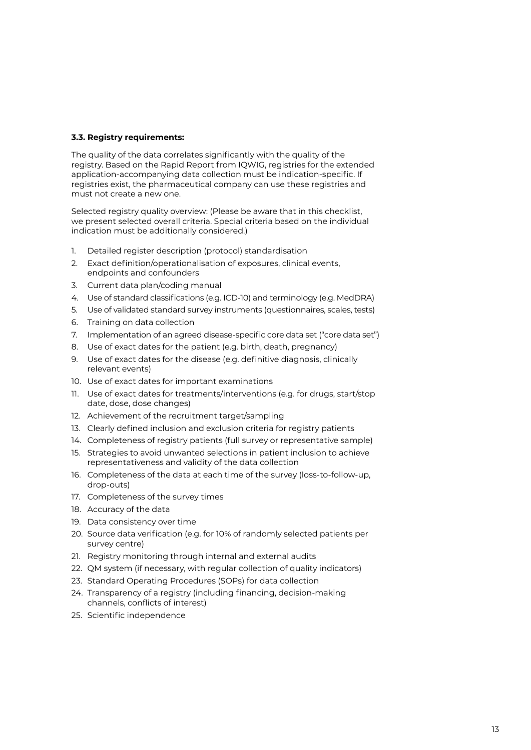### 3.3. Registry requirements:

The quality of the data correlates significantly with the quality of the registry. Based on the Rapid Report from IQWIG, registries for the extended application-accompanying data collection must be indication-specific. If registries exist, the pharmaceutical company can use these registries and must not create a new one.

Selected registry quality overview: (Please be aware that in this checklist, we present selected overall criteria. Special criteria based on the individual indication must be additionally considered.)

1. Detailed register description (protocol) standardisation
2. Exact definition/operationalisation of exposures, clinical events, endpoints and confounders
3. Current data plan/coding manual
4. Use of standard classifications (e.g. ICD-10) and terminology (e.g. MedDRA)
5. Use of validated standard survey instruments (questionnaires, scales, tests)
6. Training on data collection
7. Implementation of an agreed disease-specific core data set ("core data set")
8. Use of exact dates for the patient (e.g. birth, death, pregnancy)
9. Use of exact dates for the disease (e.g. definitive diagnosis, clinically relevant events)
10. Use of exact dates for important examinations
11. Use of exact dates for treatments/interventions (e.g. for drugs, start/stop date, dose, dose changes)
12. Achievement of the recruitment target/sampling
13. Clearly defined inclusion and exclusion criteria for registry patients
14. Completeness of registry patients (full survey or representative sample)
15. Strategies to avoid unwanted selections in patient inclusion to achieve representativeness and validity of the data collection
16. Completeness of the data at each time of the survey (loss-to-follow-up, drop-outs)
17. Completeness of the survey times
18. Accuracy of the data
19. Data consistency over time
20. Source data verification (e.g. for 10% of randomly selected patients per survey centre)
21. Registry monitoring through internal and external audits
22. QM system (if necessary, with regular collection of quality indicators)
23. Standard Operating Procedures (SOPs) for data collection
24. Transparency of a registry (including financing, decision-making channels, conflicts of interest)
25. Scientific independence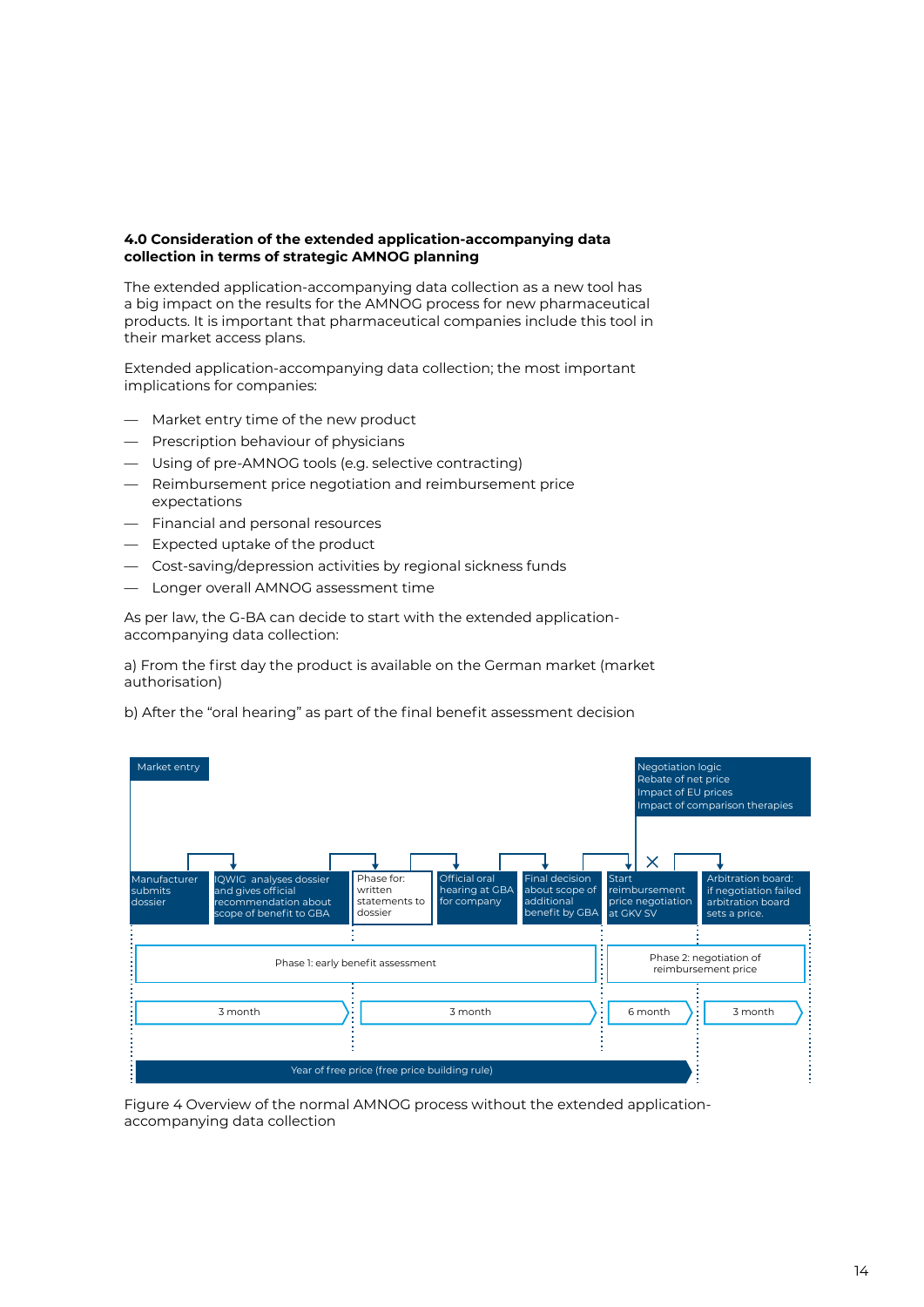#### 4.0 Consideration of the extended application-accompanying data collection in terms of strategic AMNOG planning

The extended application-accompanying data collection as a new tool has a big impact on the results for the AMNOG process for new pharmaceutical products. It is important that pharmaceutical companies include this tool in their market access plans.

Extended application-accompanying data collection; the most important implications for companies:

- Market entry time of the new product
- Prescription behaviour of physicians
- Using of pre-AMNOG tools (e.g. selective contracting)
- Reimbursement price negotiation and reimbursement price expectations
- Financial and personal resources
- Expected uptake of the product
- Cost-saving/depression activities by regional sickness funds
- Longer overall AMNOG assessment time

As per law, the G-BA can decide to start with the extended application-accompanying data collection:

a) From the first day the product is available on the German market (market authorisation)

b) After the "oral hearing" as part of the final benefit assessment decision

Market entry

Negotiation logic
Rebate of net price
Impact of EU prices
Impact of comparison therapies

Manufacturer submits dossier → IQWIG analyses dossier and gives official recommendation about scope of benefit to GBA → Phase for: written statements to dossier → Official oral hearing at GBA for company → Final decision about scope of additional benefit by GBA → Start reimbursement price negotiation at GKV SV → Arbitration board: if negotiation failed arbitration board sets a price.

Phase 1: early benefit assessment | Phase 2: negotiation of reimbursement price

3 month | 3 month | 6 month | 3 month

Year of free price (free price building rule)

Figure 4 Overview of the normal AMNOG process without the extended application-accompanying data collection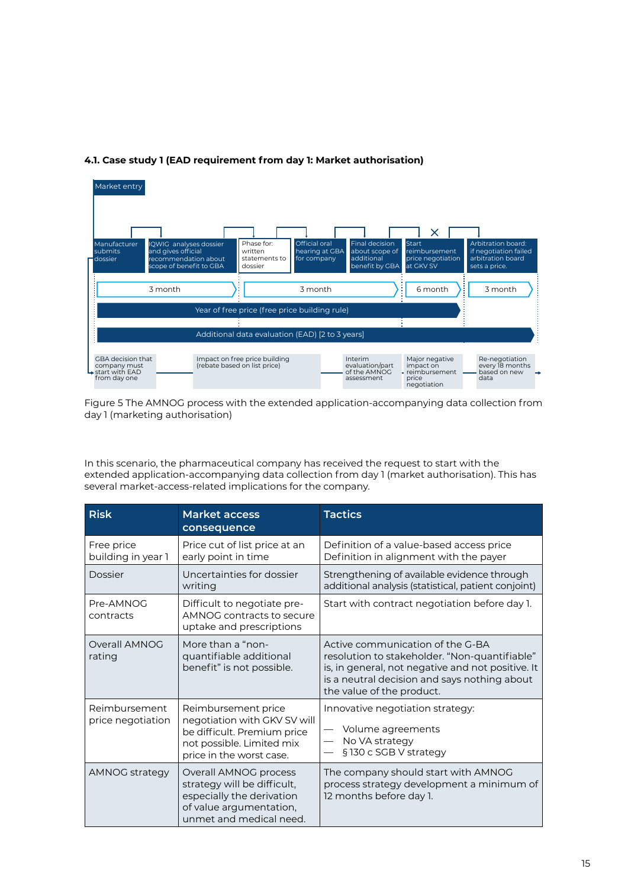### 4.1. Case study 1 (EAD requirement from day 1: Market authorisation)

Market entry

Manufacturer submits dossier | IQWIG analyses dossier and gives official recommendation about scope of benefit to GBA | Phase for: written statements to dossier | Official oral hearing at GBA for company | Final decision about scope of additional benefit by GBA | Start reimbursement price negotiation at GKV SV | Arbitration board: if negotiation failed arbitration board sets a price.

3 month | 3 month | 6 month | 3 month

Year of free price (free price building rule)

Additional data evaluation (EAD) [2 to 3 years]

GBA decision that company must start with EAD from day one | Impact on free price building (rebate based on list price) | Interim evaluation/part of the AMNOG assessment | Major negative impact on reimbursement price negotiation | Re-negotiation every 18 months based on new data

Figure 5 The AMNOG process with the extended application-accompanying data collection from day 1 (marketing authorisation)

In this scenario, the pharmaceutical company has received the request to start with the extended application-accompanying data collection from day 1 (market authorisation). This has several market-access-related implications for the company.

| Risk | Market access consequence | Tactics |
|---|---|---|
| Free price building in year 1 | Price cut of list price at an early point in time | Definition of a value-based access price<br>Definition in alignment with the payer |
| Dossier | Uncertainties for dossier writing | Strengthening of available evidence through additional analysis (statistical, patient conjoint) |
| Pre-AMNOG contracts | Difficult to negotiate pre-AMNOG contracts to secure uptake and prescriptions | Start with contract negotiation before day 1. |
| Overall AMNOG rating | More than a "non-quantifiable additional benefit" is not possible. | Active communication of the G-BA resolution to stakeholder. "Non-quantifiable" is, in general, not negative and not positive. It is a neutral decision and says nothing about the value of the product. |
| Reimbursement price negotiation | Reimbursement price negotiation with GKV SV will be difficult. Premium price not possible. Limited mix price in the worst case. | Innovative negotiation strategy:<br>— Volume agreements<br>— No VA strategy<br>— § 130 c SGB V strategy |
| AMNOG strategy | Overall AMNOG process strategy will be difficult, especially the derivation of value argumentation, unmet and medical need. | The company should start with AMNOG process strategy development a minimum of 12 months before day 1. |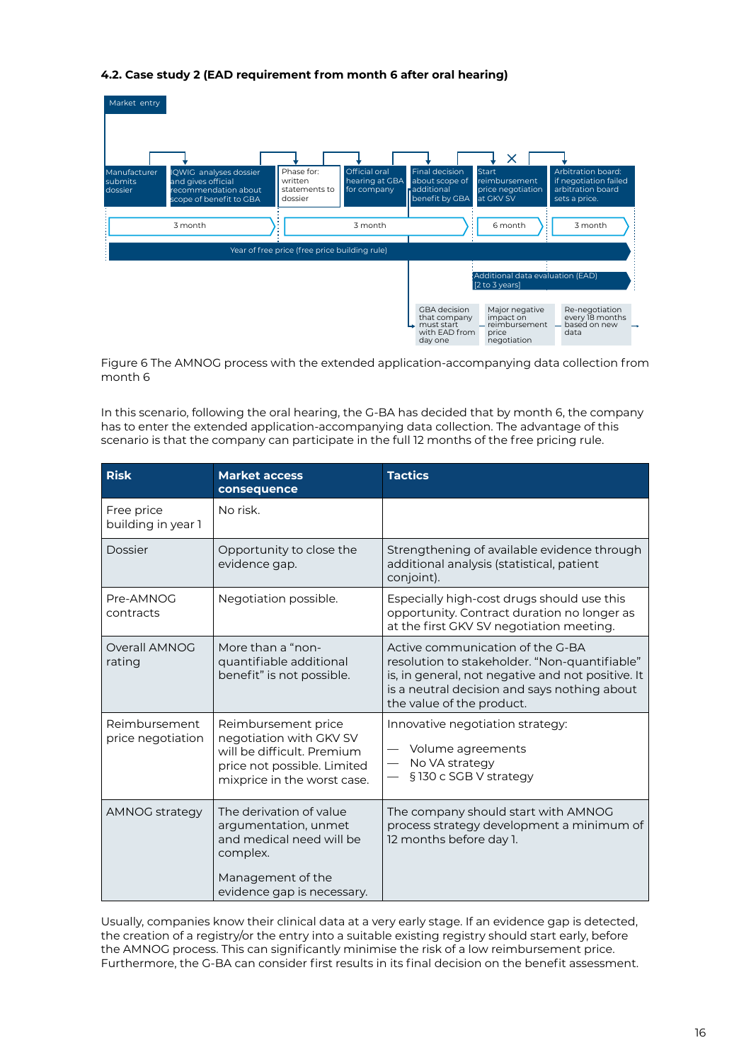### 4.2. Case study 2 (EAD requirement from month 6 after oral hearing)

Market entry

Manufacturer submits dossier

IQWIG analyses dossier and gives official recommendation about scope of benefit to GBA

Phase for: written statements to dossier

Official oral hearing at GBA for company

Final decision about scope of additional benefit by GBA

Start reimbursement price negotiation at GKV SV

Arbitration board: if negotiation failed arbitration board sets a price.

3 month

3 month

6 month

3 month

Year of free price (free price building rule)

Additional data evaluation (EAD) [2 to 3 years]

GBA decision that company must start with EAD from day one

Major negative impact on reimbursement price negotiation

Re-negotiation every 18 months based on new data

Figure 6 The AMNOG process with the extended application-accompanying data collection from month 6

In this scenario, following the oral hearing, the G-BA has decided that by month 6, the company has to enter the extended application-accompanying data collection. The advantage of this scenario is that the company can participate in the full 12 months of the free pricing rule.

| Risk | Market access consequence | Tactics |
|---|---|---|
| Free price building in year 1 | No risk. | |
| Dossier | Opportunity to close the evidence gap. | Strengthening of available evidence through additional analysis (statistical, patient conjoint). |
| Pre-AMNOG contracts | Negotiation possible. | Especially high-cost drugs should use this opportunity. Contract duration no longer as at the first GKV SV negotiation meeting. |
| Overall AMNOG rating | More than a "non-quantifiable additional benefit" is not possible. | Active communication of the G-BA resolution to stakeholder. "Non-quantifiable" is, in general, not negative and not positive. It is a neutral decision and says nothing about the value of the product. |
| Reimbursement price negotiation | Reimbursement price negotiation with GKV SV will be difficult. Premium price not possible. Limited mixprice in the worst case. | Innovative negotiation strategy:<br>— Volume agreements<br>— No VA strategy<br>— § 130 c SGB V strategy |
| AMNOG strategy | The derivation of value argumentation, unmet and medical need will be complex.<br><br>Management of the evidence gap is necessary. | The company should start with AMNOG process strategy development a minimum of 12 months before day 1. |

Usually, companies know their clinical data at a very early stage. If an evidence gap is detected, the creation of a registry/or the entry into a suitable existing registry should start early, before the AMNOG process. This can significantly minimise the risk of a low reimbursement price. Furthermore, the G-BA can consider first results in its final decision on the benefit assessment.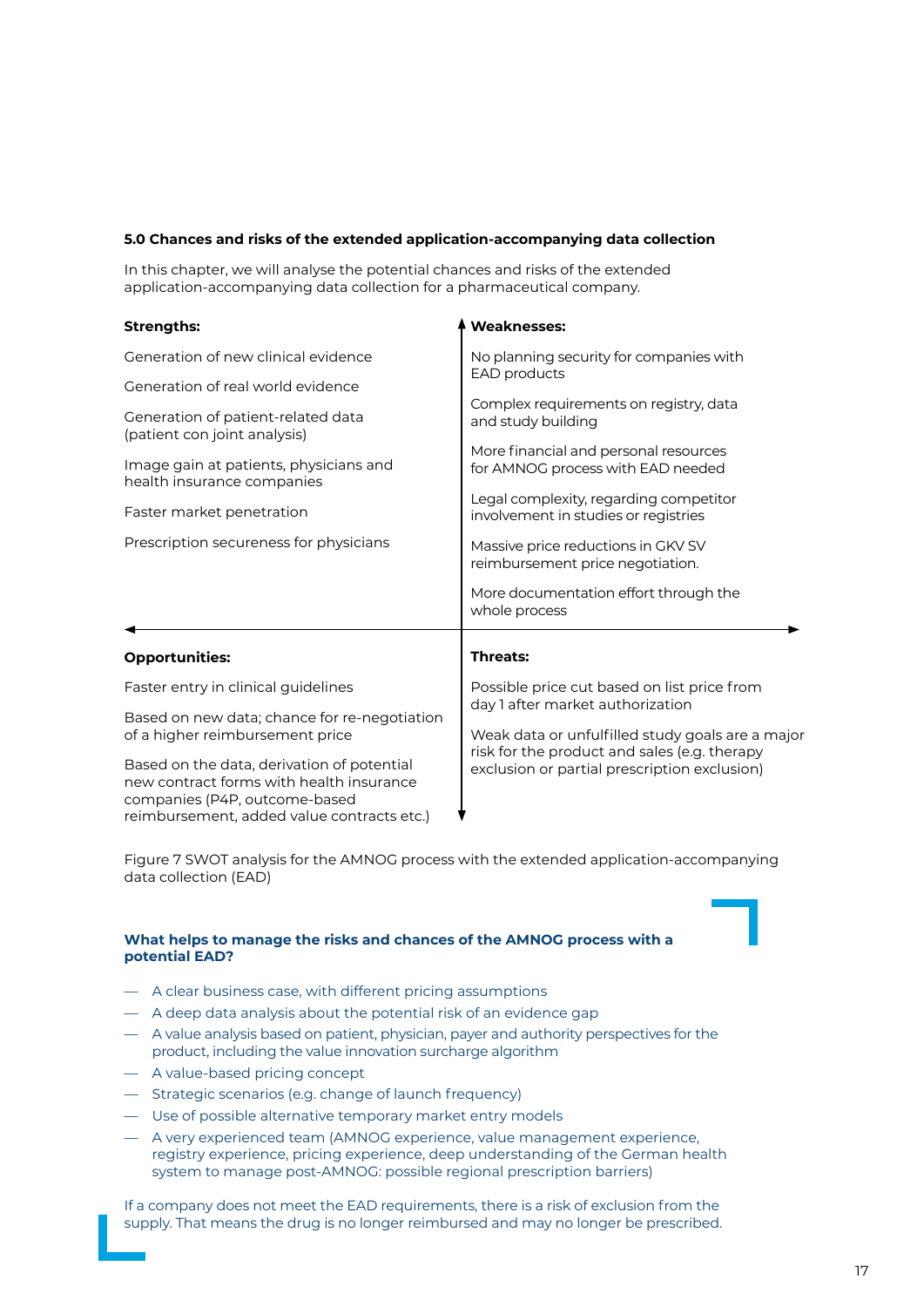**5.0 Chances and risks of the extended application-accompanying data collection**

In this chapter, we will analyse the potential chances and risks of the extended application-accompanying data collection for a pharmaceutical company.

**Strengths:**

Generation of new clinical evidence

Generation of real world evidence

Generation of patient-related data (patient con joint analysis)

Image gain at patients, physicians and health insurance companies

Faster market penetration

Prescription secureness for physicians

**Weaknesses:**

No planning security for companies with EAD products

Complex requirements on registry, data and study building

More financial and personal resources for AMNOG process with EAD needed

Legal complexity, regarding competitor involvement in studies or registries

Massive price reductions in GKV SV reimbursement price negotiation.

More documentation effort through the whole process

**Opportunities:**

Faster entry in clinical guidelines

Based on new data; chance for re-negotiation of a higher reimbursement price

Based on the data, derivation of potential new contract forms with health insurance companies (P4P, outcome-based reimbursement, added value contracts etc.)

**Threats:**

Possible price cut based on list price from day 1 after market authorization

Weak data or unfulfilled study goals are a major risk for the product and sales (e.g. therapy exclusion or partial prescription exclusion)

Figure 7 SWOT analysis for the AMNOG process with the extended application-accompanying data collection (EAD)

**What helps to manage the risks and chances of the AMNOG process with a potential EAD?**

- A clear business case, with different pricing assumptions
- A deep data analysis about the potential risk of an evidence gap
- A value analysis based on patient, physician, payer and authority perspectives for the product, including the value innovation surcharge algorithm
- A value-based pricing concept
- Strategic scenarios (e.g. change of launch frequency)
- Use of possible alternative temporary market entry models
- A very experienced team (AMNOG experience, value management experience, registry experience, pricing experience, deep understanding of the German health system to manage post-AMNOG: possible regional prescription barriers)

If a company does not meet the EAD requirements, there is a risk of exclusion from the supply. That means the drug is no longer reimbursed and may no longer be prescribed.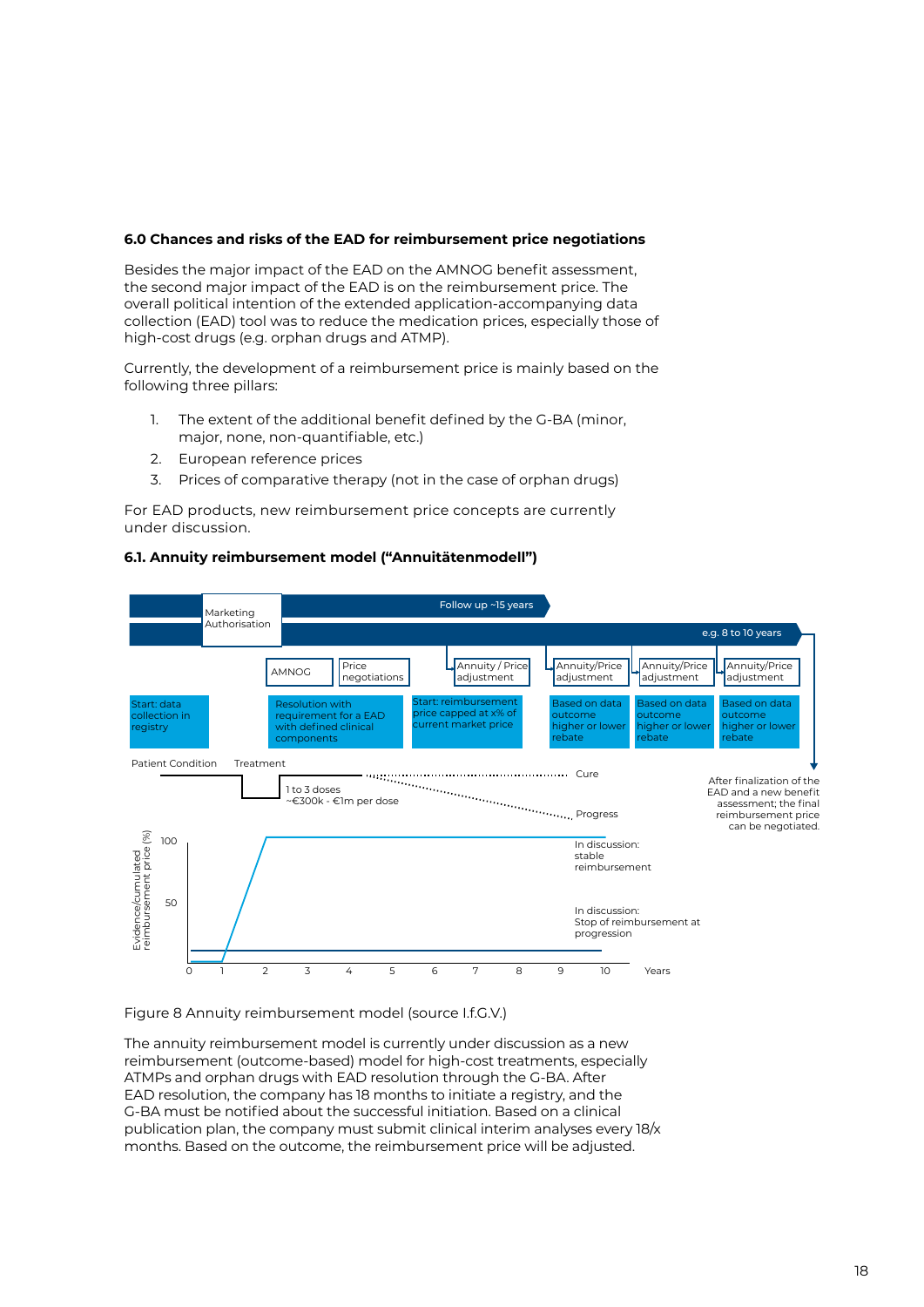### 6.0 Chances and risks of the EAD for reimbursement price negotiations

Besides the major impact of the EAD on the AMNOG benefit assessment, the second major impact of the EAD is on the reimbursement price. The overall political intention of the extended application-accompanying data collection (EAD) tool was to reduce the medication prices, especially those of high-cost drugs (e.g. orphan drugs and ATMP).

Currently, the development of a reimbursement price is mainly based on the following three pillars:

1. The extent of the additional benefit defined by the G-BA (minor, major, none, non-quantifiable, etc.)
2. European reference prices
3. Prices of comparative therapy (not in the case of orphan drugs)

For EAD products, new reimbursement price concepts are currently under discussion.

#### 6.1. Annuity reimbursement model ("Annuitätenmodell")

Marketing Authorisation

Follow up ~15 years

e.g. 8 to 10 years

AMNOG | Price negotiations | Annuity / Price adjustment | Annuity/Price adjustment | Annuity/Price adjustment | Annuity/Price adjustment

Start: data collection in registry

Resolution with requirement for a EAD with defined clinical components

Start: reimbursement price capped at x% of current market price

Based on data outcome higher or lower rebate

Based on data outcome higher or lower rebate

Based on data outcome higher or lower rebate

After finalization of the EAD and a new benefit assessment; the final reimbursement price can be negotiated.

Patient Condition

Treatment

1 to 3 doses ~€300k - €1m per dose

Cure

Progress

Evidence/cumulated reimbursement price (%)

100

50

In discussion: stable reimbursement

In discussion: Stop of reimbursement at progression

0 1 2 3 4 5 6 7 8 9 10 Years

Figure 8 Annuity reimbursement model (source I.f.G.V.)

The annuity reimbursement model is currently under discussion as a new reimbursement (outcome-based) model for high-cost treatments, especially ATMPs and orphan drugs with EAD resolution through the G-BA. After EAD resolution, the company has 18 months to initiate a registry, and the G-BA must be notified about the successful initiation. Based on a clinical publication plan, the company must submit clinical interim analyses every 18/x months. Based on the outcome, the reimbursement price will be adjusted.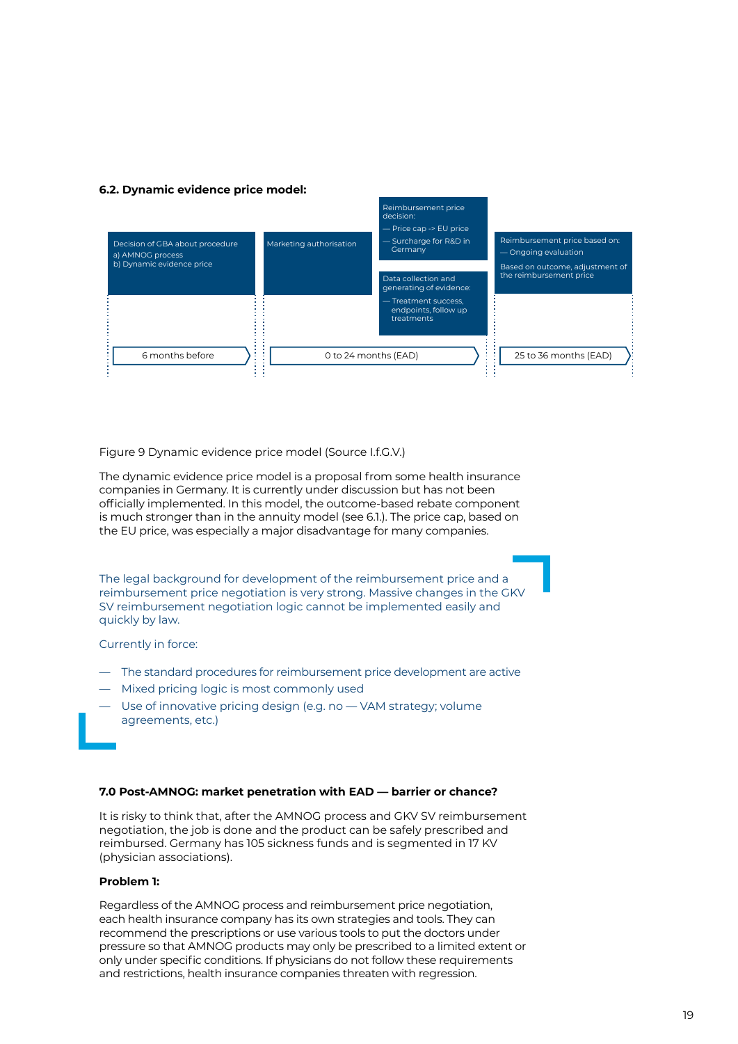**6.2. Dynamic evidence price model:**

| 6 months before | 0 to 24 months (EAD) | | 25 to 36 months (EAD) |
|---|---|---|---|
| Decision of GBA about procedure<br>a) AMNOG process<br>b) Dynamic evidence price | Marketing authorisation | Reimbursement price decision:<br>— Price cap -> EU price<br>— Surcharge for R&D in Germany<br><br>Data collection and generating of evidence:<br>— Treatment success, endpoints, follow up treatments | Reimbursement price based on:<br>— Ongoing evaluation<br><br>Based on outcome, adjustment of the reimbursement price |

Figure 9 Dynamic evidence price model (Source I.f.G.V.)

The dynamic evidence price model is a proposal from some health insurance companies in Germany. It is currently under discussion but has not been officially implemented. In this model, the outcome-based rebate component is much stronger than in the annuity model (see 6.1.). The price cap, based on the EU price, was especially a major disadvantage for many companies.

The legal background for development of the reimbursement price and a reimbursement price negotiation is very strong. Massive changes in the GKV SV reimbursement negotiation logic cannot be implemented easily and quickly by law.

Currently in force:

- The standard procedures for reimbursement price development are active
- Mixed pricing logic is most commonly used
- Use of innovative pricing design (e.g. no — VAM strategy; volume agreements, etc.)

**7.0 Post-AMNOG: market penetration with EAD — barrier or chance?**

It is risky to think that, after the AMNOG process and GKV SV reimbursement negotiation, the job is done and the product can be safely prescribed and reimbursed. Germany has 105 sickness funds and is segmented in 17 KV (physician associations).

**Problem 1:**

Regardless of the AMNOG process and reimbursement price negotiation, each health insurance company has its own strategies and tools. They can recommend the prescriptions or use various tools to put the doctors under pressure so that AMNOG products may only be prescribed to a limited extent or only under specific conditions. If physicians do not follow these requirements and restrictions, health insurance companies threaten with regression.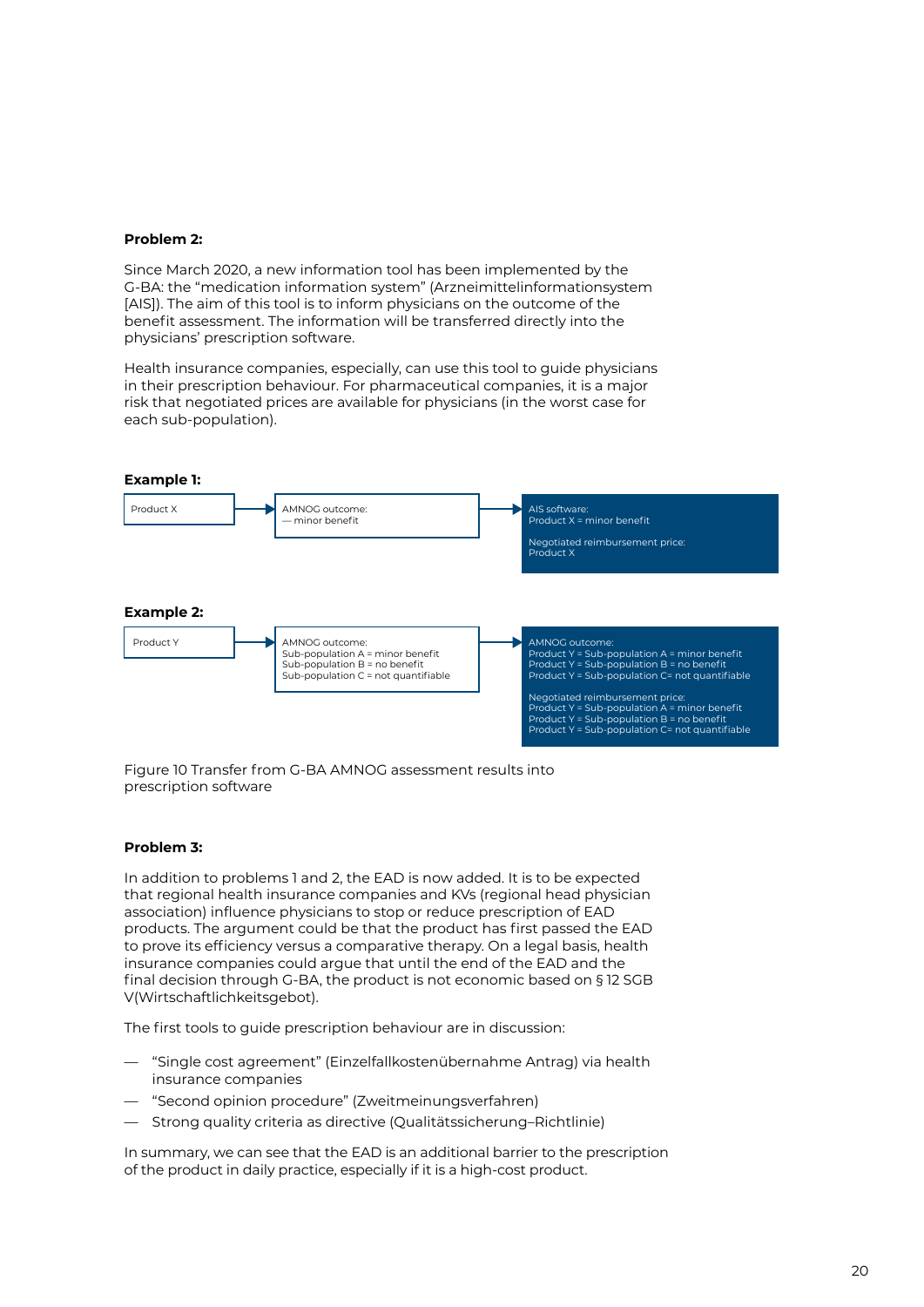**Problem 2:**

Since March 2020, a new information tool has been implemented by the G-BA: the "medication information system" (Arzneimittelinformationssystem [AIS]). The aim of this tool is to inform physicians on the outcome of the benefit assessment. The information will be transferred directly into the physicians' prescription software.

Health insurance companies, especially, can use this tool to guide physicians in their prescription behaviour. For pharmaceutical companies, it is a major risk that negotiated prices are available for physicians (in the worst case for each sub-population).

**Example 1:**

Product X → AMNOG outcome:
— minor benefit → AIS software:
Product X = minor benefit

Negotiated reimbursement price:
Product X

**Example 2:**

Product Y → AMNOG outcome:
Sub-population A = minor benefit
Sub-population B = no benefit
Sub-population C = not quantifiable → AMNOG outcome:
Product Y = Sub-population A = minor benefit
Product Y = Sub-population B = no benefit
Product Y = Sub-population C= not quantifiable

Negotiated reimbursement price:
Product Y = Sub-population A = minor benefit
Product Y = Sub-population B = no benefit
Product Y = Sub-population C= not quantifiable

Figure 10 Transfer from G-BA AMNOG assessment results into prescription software

**Problem 3:**

In addition to problems 1 and 2, the EAD is now added. It is to be expected that regional health insurance companies and KVs (regional head physician association) influence physicians to stop or reduce prescription of EAD products. The argument could be that the product has first passed the EAD to prove its efficiency versus a comparative therapy. On a legal basis, health insurance companies could argue that until the end of the EAD and the final decision through G-BA, the product is not economic based on § 12 SGB V(Wirtschaftlichkeitsgebot).

The first tools to guide prescription behaviour are in discussion:

— "Single cost agreement" (Einzelfallkostenübernahme Antrag) via health insurance companies
— "Second opinion procedure" (Zweitmeinungsverfahren)
— Strong quality criteria as directive (Qualitätssicherung–Richtlinie)

In summary, we can see that the EAD is an additional barrier to the prescription of the product in daily practice, especially if it is a high-cost product.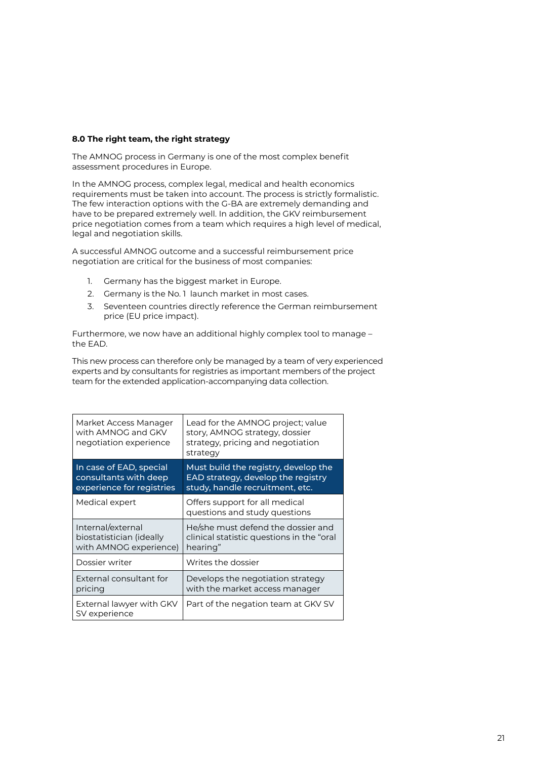### 8.0 The right team, the right strategy

The AMNOG process in Germany is one of the most complex benefit assessment procedures in Europe.

In the AMNOG process, complex legal, medical and health economics requirements must be taken into account. The process is strictly formalistic. The few interaction options with the G-BA are extremely demanding and have to be prepared extremely well. In addition, the GKV reimbursement price negotiation comes from a team which requires a high level of medical, legal and negotiation skills.

A successful AMNOG outcome and a successful reimbursement price negotiation are critical for the business of most companies:

1. Germany has the biggest market in Europe.
2. Germany is the No. 1 launch market in most cases.
3. Seventeen countries directly reference the German reimbursement price (EU price impact).

Furthermore, we now have an additional highly complex tool to manage – the EAD.

This new process can therefore only be managed by a team of very experienced experts and by consultants for registries as important members of the project team for the extended application-accompanying data collection.

| | |
|---|---|
| Market Access Manager with AMNOG and GKV negotiation experience | Lead for the AMNOG project; value story, AMNOG strategy, dossier strategy, pricing and negotiation strategy |
| In case of EAD, special consultants with deep experience for registries | Must build the registry, develop the EAD strategy, develop the registry study, handle recruitment, etc. |
| Medical expert | Offers support for all medical questions and study questions |
| Internal/external biostatistician (ideally with AMNOG experience) | He/she must defend the dossier and clinical statistic questions in the "oral hearing" |
| Dossier writer | Writes the dossier |
| External consultant for pricing | Develops the negotiation strategy with the market access manager |
| External lawyer with GKV SV experience | Part of the negation team at GKV SV |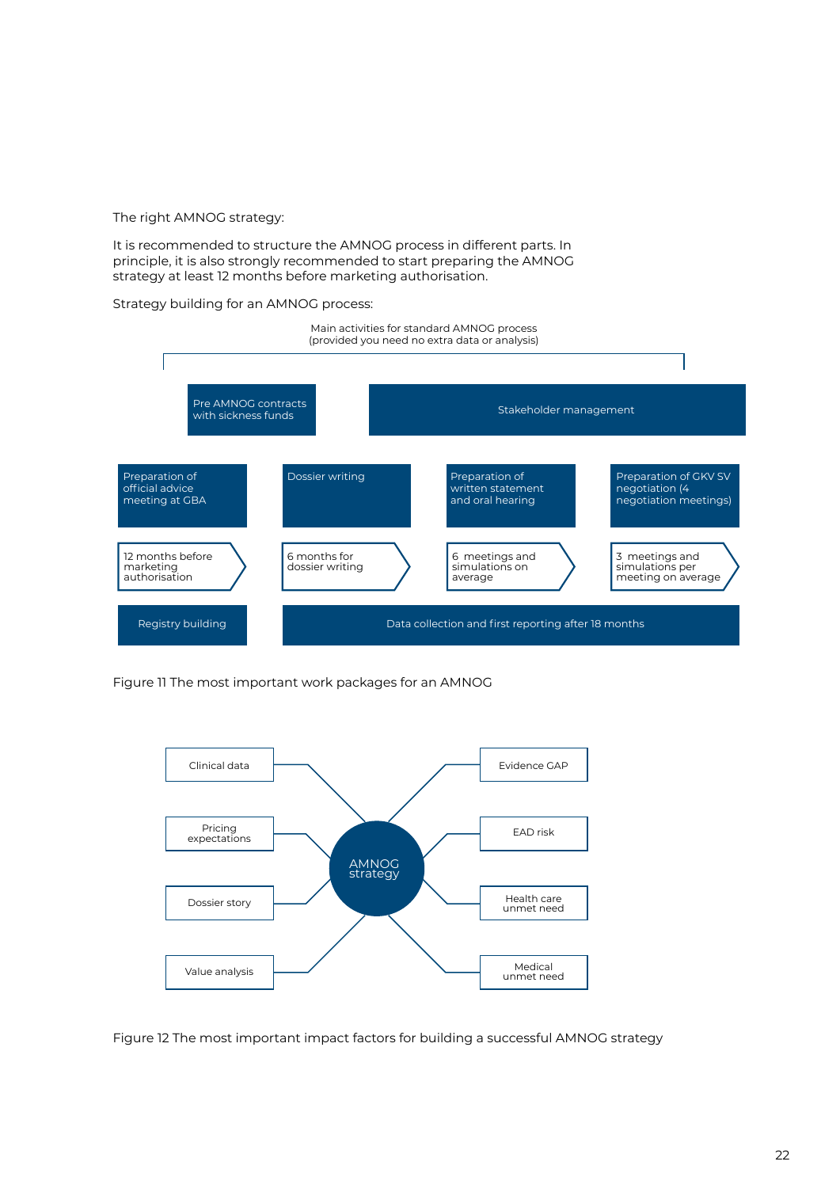The right AMNOG strategy:

It is recommended to structure the AMNOG process in different parts. In principle, it is also strongly recommended to start preparing the AMNOG strategy at least 12 months before marketing authorisation.

Strategy building for an AMNOG process:

Main activities for standard AMNOG process
(provided you need no extra data or analysis)

Pre AMNOG contracts with sickness funds

Stakeholder management

| Preparation of official advice meeting at GBA | Dossier writing | Preparation of written statement and oral hearing | Preparation of GKV SV negotiation (4 negotiation meetings) |
|---|---|---|---|
| 12 months before marketing authorisation | 6 months for dossier writing | 6 meetings and simulations on average | 3 meetings and simulations per meeting on average |

Registry building

Data collection and first reporting after 18 months

Figure 11 The most important work packages for an AMNOG

AMNOG strategy

- Clinical data
- Pricing expectations
- Dossier story
- Value analysis
- Evidence GAP
- EAD risk
- Health care unmet need
- Medical unmet need

Figure 12 The most important impact factors for building a successful AMNOG strategy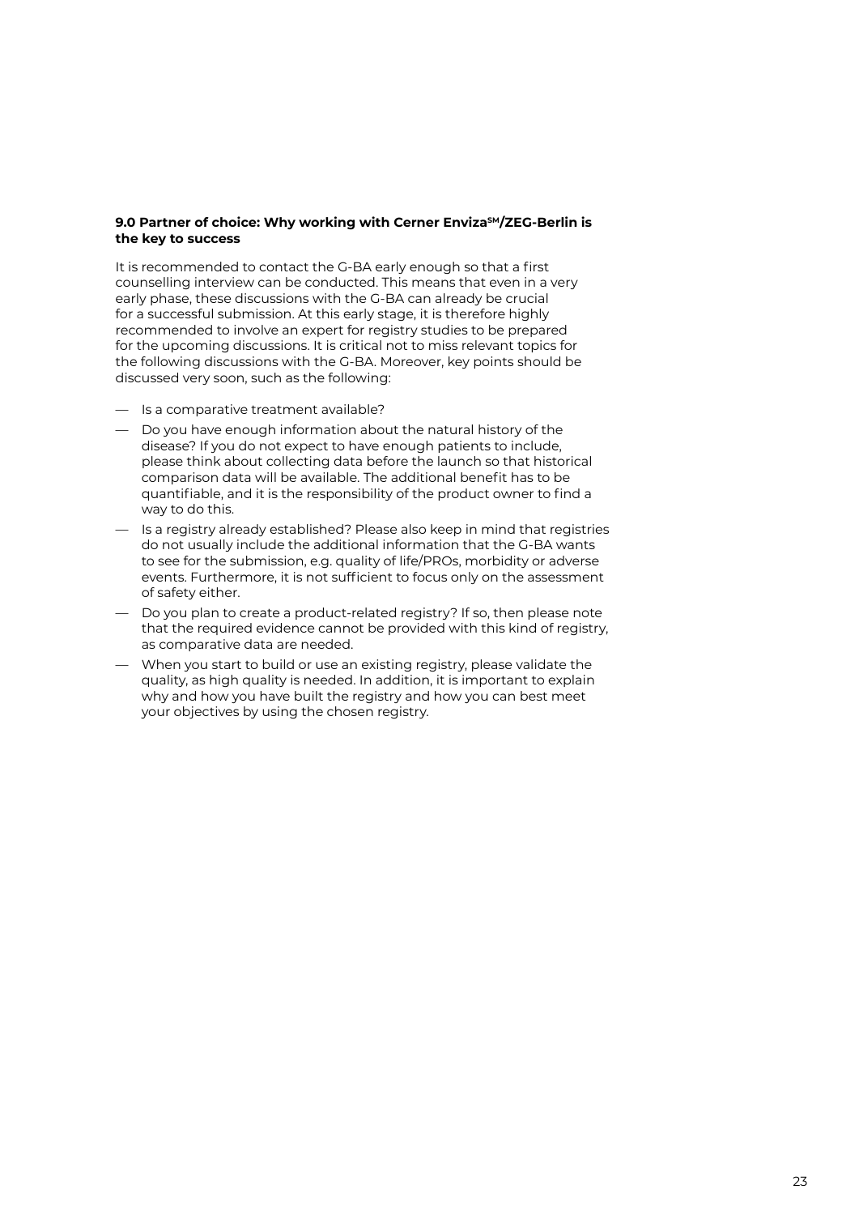### 9.0 Partner of choice: Why working with Cerner Enviza℠/ZEG-Berlin is the key to success

It is recommended to contact the G-BA early enough so that a first counselling interview can be conducted. This means that even in a very early phase, these discussions with the G-BA can already be crucial for a successful submission. At this early stage, it is therefore highly recommended to involve an expert for registry studies to be prepared for the upcoming discussions. It is critical not to miss relevant topics for the following discussions with the G-BA. Moreover, key points should be discussed very soon, such as the following:

- Is a comparative treatment available?
- Do you have enough information about the natural history of the disease? If you do not expect to have enough patients to include, please think about collecting data before the launch so that historical comparison data will be available. The additional benefit has to be quantifiable, and it is the responsibility of the product owner to find a way to do this.
- Is a registry already established? Please also keep in mind that registries do not usually include the additional information that the G-BA wants to see for the submission, e.g. quality of life/PROs, morbidity or adverse events. Furthermore, it is not sufficient to focus only on the assessment of safety either.
- Do you plan to create a product-related registry? If so, then please note that the required evidence cannot be provided with this kind of registry, as comparative data are needed.
- When you start to build or use an existing registry, please validate the quality, as high quality is needed. In addition, it is important to explain why and how you have built the registry and how you can best meet your objectives by using the chosen registry.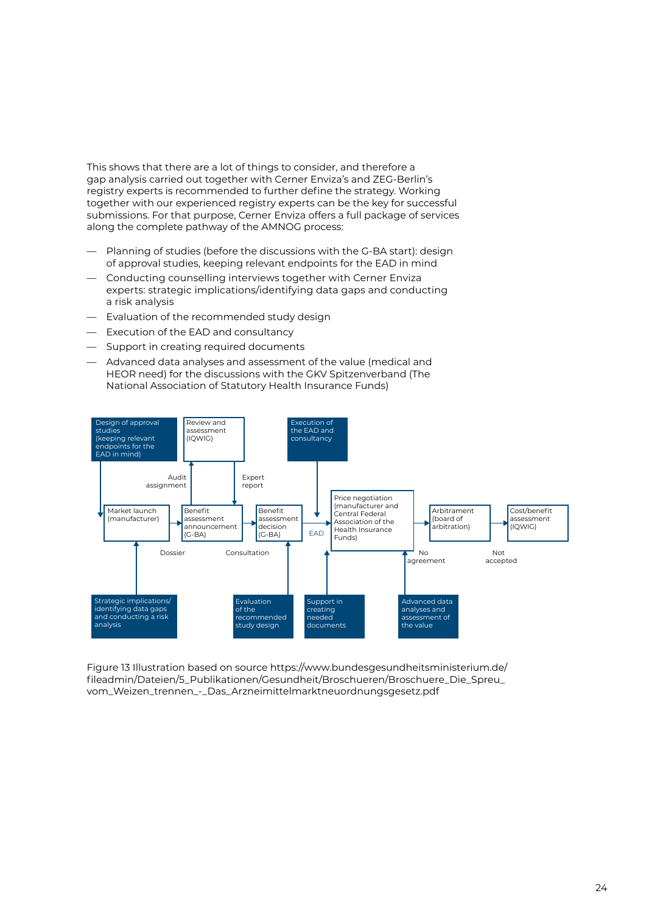This shows that there are a lot of things to consider, and therefore a gap analysis carried out together with Cerner Enviza's and ZEG-Berlin's registry experts is recommended to further define the strategy. Working together with our experienced registry experts can be the key for successful submissions. For that purpose, Cerner Enviza offers a full package of services along the complete pathway of the AMNOG process:

- Planning of studies (before the discussions with the G-BA start): design of approval studies, keeping relevant endpoints for the EAD in mind
- Conducting counselling interviews together with Cerner Enviza experts: strategic implications/identifying data gaps and conducting a risk analysis
- Evaluation of the recommended study design
- Execution of the EAD and consultancy
- Support in creating required documents
- Advanced data analyses and assessment of the value (medical and HEOR need) for the discussions with the GKV Spitzenverband (The National Association of Statutory Health Insurance Funds)

Design of approval studies (keeping relevant endpoints for the EAD in mind)

Review and assessment (IQWIG)

Execution of the EAD and consultancy

Audit assignment

Expert report

Market launch (manufacturer)

Benefit assessment announcement (G-BA)

Benefit assessment decision (G-BA)

EAD

Price negotiation (manufacturer and Central Federal Association of the Health Insurance Funds)

Arbitrament (board of arbitration)

Cost/benefit assessment (IQWIG)

Dossier

Consultation

No agreement

Not accepted

Strategic implications/ identifying data gaps and conducting a risk analysis

Evaluation of the recommended study design

Support in creating needed documents

Advanced data analyses and assessment of the value

Figure 13 Illustration based on source https://www.bundesgesundheitsministerium.de/fileadmin/Dateien/5_Publikationen/Gesundheit/Broschueren/Broschuere_Die_Spreu_vom_Weizen_trennen_-_Das_Arzneimittelmarktneuordnungsgesetz.pdf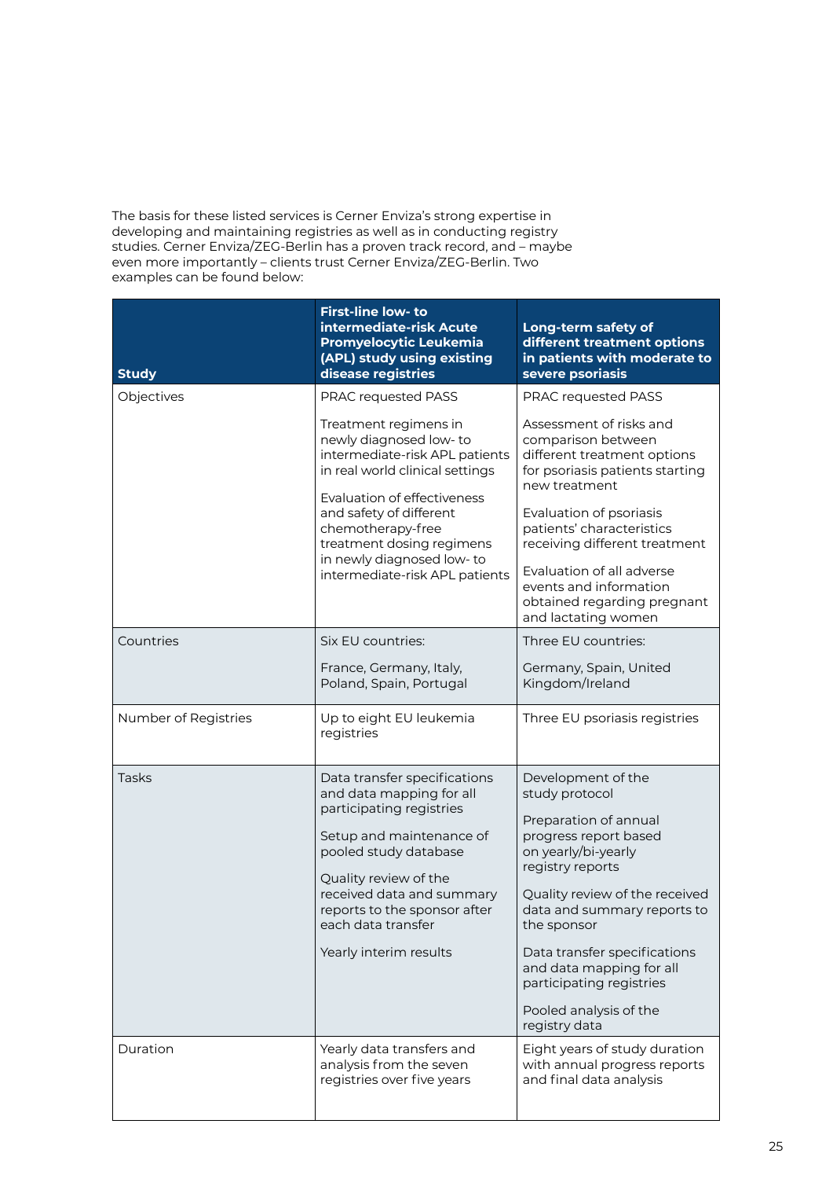The basis for these listed services is Cerner Enviza's strong expertise in developing and maintaining registries as well as in conducting registry studies. Cerner Enviza/ZEG-Berlin has a proven track record, and – maybe even more importantly – clients trust Cerner Enviza/ZEG-Berlin. Two examples can be found below:

| **Study** | **First-line low- to intermediate-risk Acute Promyelocytic Leukemia (APL) study using existing disease registries** | **Long-term safety of different treatment options in patients with moderate to severe psoriasis** |
|---|---|---|
| Objectives | PRAC requested PASS<br><br>Treatment regimens in newly diagnosed low- to intermediate-risk APL patients in real world clinical settings<br><br>Evaluation of effectiveness and safety of different chemotherapy-free treatment dosing regimens in newly diagnosed low- to intermediate-risk APL patients | PRAC requested PASS<br><br>Assessment of risks and comparison between different treatment options for psoriasis patients starting new treatment<br><br>Evaluation of psoriasis patients' characteristics receiving different treatment<br><br>Evaluation of all adverse events and information obtained regarding pregnant and lactating women |
| Countries | Six EU countries:<br><br>France, Germany, Italy, Poland, Spain, Portugal | Three EU countries:<br><br>Germany, Spain, United Kingdom/Ireland |
| Number of Registries | Up to eight EU leukemia registries | Three EU psoriasis registries |
| Tasks | Data transfer specifications and data mapping for all participating registries<br><br>Setup and maintenance of pooled study database<br><br>Quality review of the received data and summary reports to the sponsor after each data transfer<br><br>Yearly interim results | Development of the study protocol<br><br>Preparation of annual progress report based on yearly/bi-yearly registry reports<br><br>Quality review of the received data and summary reports to the sponsor<br><br>Data transfer specifications and data mapping for all participating registries<br><br>Pooled analysis of the registry data |
| Duration | Yearly data transfers and analysis from the seven registries over five years | Eight years of study duration with annual progress reports and final data analysis |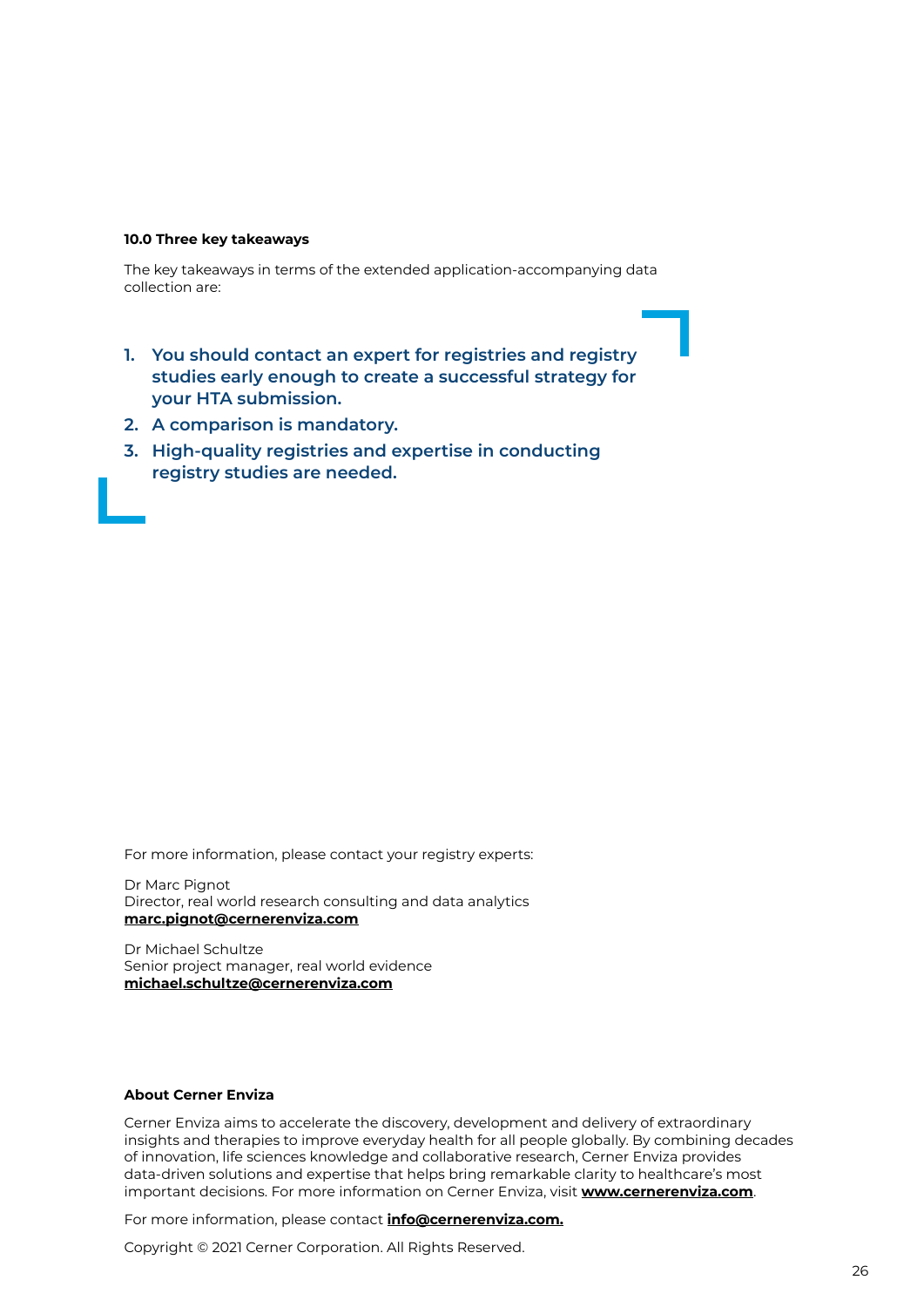## 10.0 Three key takeaways

The key takeaways in terms of the extended application-accompanying data collection are:

1. **You should contact an expert for registries and registry studies early enough to create a successful strategy for your HTA submission.**
2. **A comparison is mandatory.**
3. **High-quality registries and expertise in conducting registry studies are needed.**

For more information, please contact your registry experts:

Dr Marc Pignot
Director, real world research consulting and data analytics
**marc.pignot@cernerenviza.com**

Dr Michael Schultze
Senior project manager, real world evidence
**michael.schultze@cernerenviza.com**

**About Cerner Enviza**

Cerner Enviza aims to accelerate the discovery, development and delivery of extraordinary insights and therapies to improve everyday health for all people globally. By combining decades of innovation, life sciences knowledge and collaborative research, Cerner Enviza provides data-driven solutions and expertise that helps bring remarkable clarity to healthcare's most important decisions. For more information on Cerner Enviza, visit **www.cernerenviza.com**.

For more information, please contact **info@cernerenviza.com.**

Copyright © 2021 Cerner Corporation. All Rights Reserved.